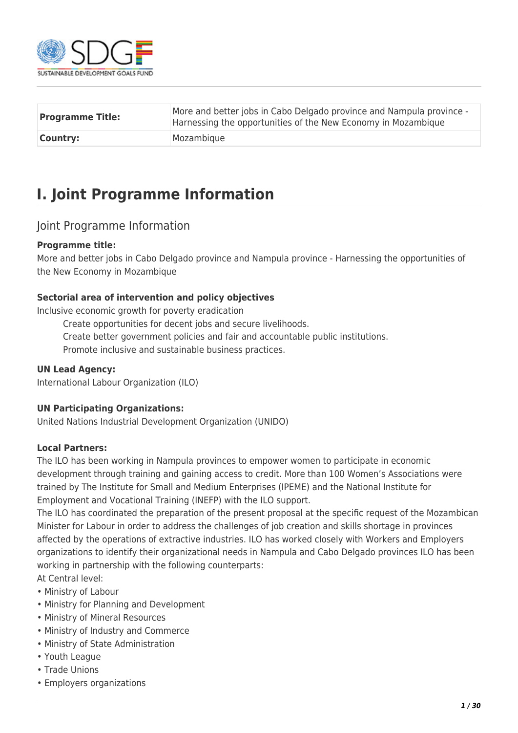| Programme Title: | More and better jobs in Cabo Delgado province and Nampula province - Harnessing the opportunities of the New Economy in Mozambique |
|---|---|
| Country: | Mozambique |

# I. Joint Programme Information

## Joint Programme Information

**Programme title:**
More and better jobs in Cabo Delgado province and Nampula province - Harnessing the opportunities of the New Economy in Mozambique

**Sectorial area of intervention and policy objectives**
Inclusive economic growth for poverty eradication

Create opportunities for decent jobs and secure livelihoods.
Create better government policies and fair and accountable public institutions.
Promote inclusive and sustainable business practices.

**UN Lead Agency:**
International Labour Organization (ILO)

**UN Participating Organizations:**
United Nations Industrial Development Organization (UNIDO)

**Local Partners:**
The ILO has been working in Nampula provinces to empower women to participate in economic development through training and gaining access to credit. More than 100 Women's Associations were trained by The Institute for Small and Medium Enterprises (IPEME) and the National Institute for Employment and Vocational Training (INEFP) with the ILO support.
The ILO has coordinated the preparation of the present proposal at the specific request of the Mozambican Minister for Labour in order to address the challenges of job creation and skills shortage in provinces affected by the operations of extractive industries. ILO has worked closely with Workers and Employers organizations to identify their organizational needs in Nampula and Cabo Delgado provinces ILO has been working in partnership with the following counterparts:
At Central level:

- Ministry of Labour
- Ministry for Planning and Development
- Ministry of Mineral Resources
- Ministry of Industry and Commerce
- Ministry of State Administration
- Youth League
- Trade Unions
- Employers organizations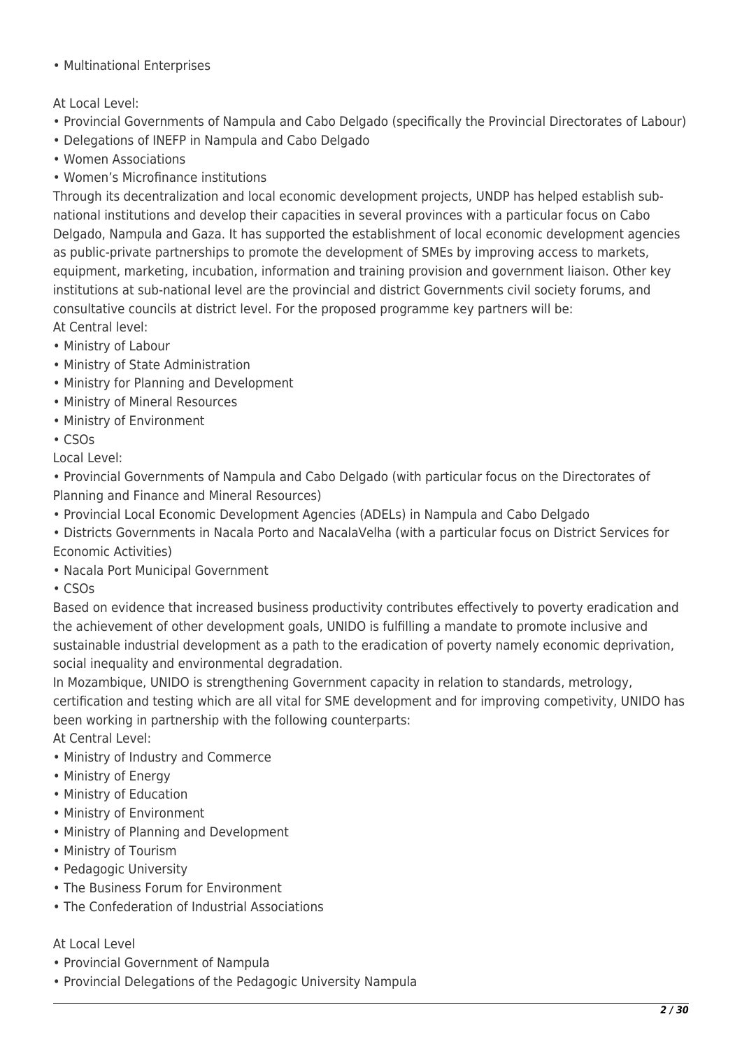- Multinational Enterprises

At Local Level:

- Provincial Governments of Nampula and Cabo Delgado (specifically the Provincial Directorates of Labour)
- Delegations of INEFP in Nampula and Cabo Delgado
- Women Associations
- Women's Microfinance institutions

Through its decentralization and local economic development projects, UNDP has helped establish sub-national institutions and develop their capacities in several provinces with a particular focus on Cabo Delgado, Nampula and Gaza. It has supported the establishment of local economic development agencies as public-private partnerships to promote the development of SMEs by improving access to markets, equipment, marketing, incubation, information and training provision and government liaison. Other key institutions at sub-national level are the provincial and district Governments civil society forums, and consultative councils at district level. For the proposed programme key partners will be:

At Central level:

- Ministry of Labour
- Ministry of State Administration
- Ministry for Planning and Development
- Ministry of Mineral Resources
- Ministry of Environment
- CSOs

Local Level:

- Provincial Governments of Nampula and Cabo Delgado (with particular focus on the Directorates of Planning and Finance and Mineral Resources)
- Provincial Local Economic Development Agencies (ADELs) in Nampula and Cabo Delgado
- Districts Governments in Nacala Porto and NacalaVelha (with a particular focus on District Services for Economic Activities)
- Nacala Port Municipal Government
- CSOs

Based on evidence that increased business productivity contributes effectively to poverty eradication and the achievement of other development goals, UNIDO is fulfilling a mandate to promote inclusive and sustainable industrial development as a path to the eradication of poverty namely economic deprivation, social inequality and environmental degradation.

In Mozambique, UNIDO is strengthening Government capacity in relation to standards, metrology, certification and testing which are all vital for SME development and for improving competivity, UNIDO has been working in partnership with the following counterparts:

At Central Level:

- Ministry of Industry and Commerce
- Ministry of Energy
- Ministry of Education
- Ministry of Environment
- Ministry of Planning and Development
- Ministry of Tourism
- Pedagogic University
- The Business Forum for Environment
- The Confederation of Industrial Associations

At Local Level

- Provincial Government of Nampula
- Provincial Delegations of the Pedagogic University Nampula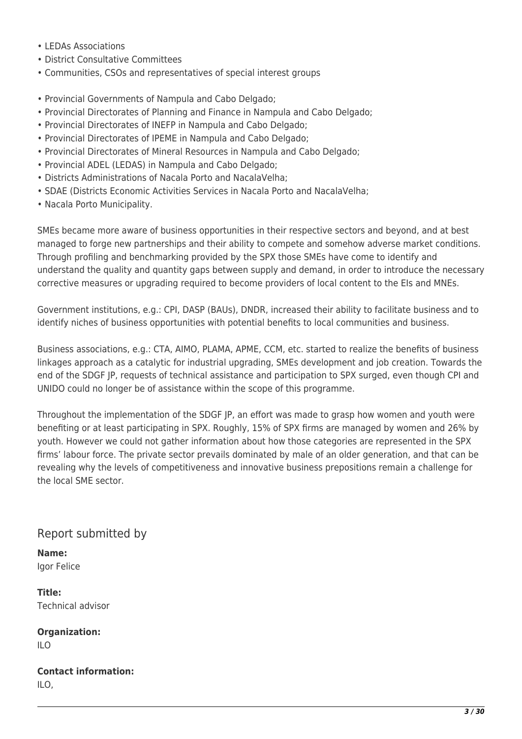- LEDAs Associations
- District Consultative Committees
- Communities, CSOs and representatives of special interest groups

- Provincial Governments of Nampula and Cabo Delgado;
- Provincial Directorates of Planning and Finance in Nampula and Cabo Delgado;
- Provincial Directorates of INEFP in Nampula and Cabo Delgado;
- Provincial Directorates of IPEME in Nampula and Cabo Delgado;
- Provincial Directorates of Mineral Resources in Nampula and Cabo Delgado;
- Provincial ADEL (LEDAS) in Nampula and Cabo Delgado;
- Districts Administrations of Nacala Porto and NacalaVelha;
- SDAE (Districts Economic Activities Services in Nacala Porto and NacalaVelha;
- Nacala Porto Municipality.

SMEs became more aware of business opportunities in their respective sectors and beyond, and at best managed to forge new partnerships and their ability to compete and somehow adverse market conditions. Through profiling and benchmarking provided by the SPX those SMEs have come to identify and understand the quality and quantity gaps between supply and demand, in order to introduce the necessary corrective measures or upgrading required to become providers of local content to the EIs and MNEs.

Government institutions, e.g.: CPI, DASP (BAUs), DNDR, increased their ability to facilitate business and to identify niches of business opportunities with potential benefits to local communities and business.

Business associations, e.g.: CTA, AIMO, PLAMA, APME, CCM, etc. started to realize the benefits of business linkages approach as a catalytic for industrial upgrading, SMEs development and job creation. Towards the end of the SDGF JP, requests of technical assistance and participation to SPX surged, even though CPI and UNIDO could no longer be of assistance within the scope of this programme.

Throughout the implementation of the SDGF JP, an effort was made to grasp how women and youth were benefiting or at least participating in SPX. Roughly, 15% of SPX firms are managed by women and 26% by youth. However we could not gather information about how those categories are represented in the SPX firms' labour force. The private sector prevails dominated by male of an older generation, and that can be revealing why the levels of competitiveness and innovative business prepositions remain a challenge for the local SME sector.

## Report submitted by

**Name:**
Igor Felice

**Title:**
Technical advisor

**Organization:**
ILO

**Contact information:**
ILO,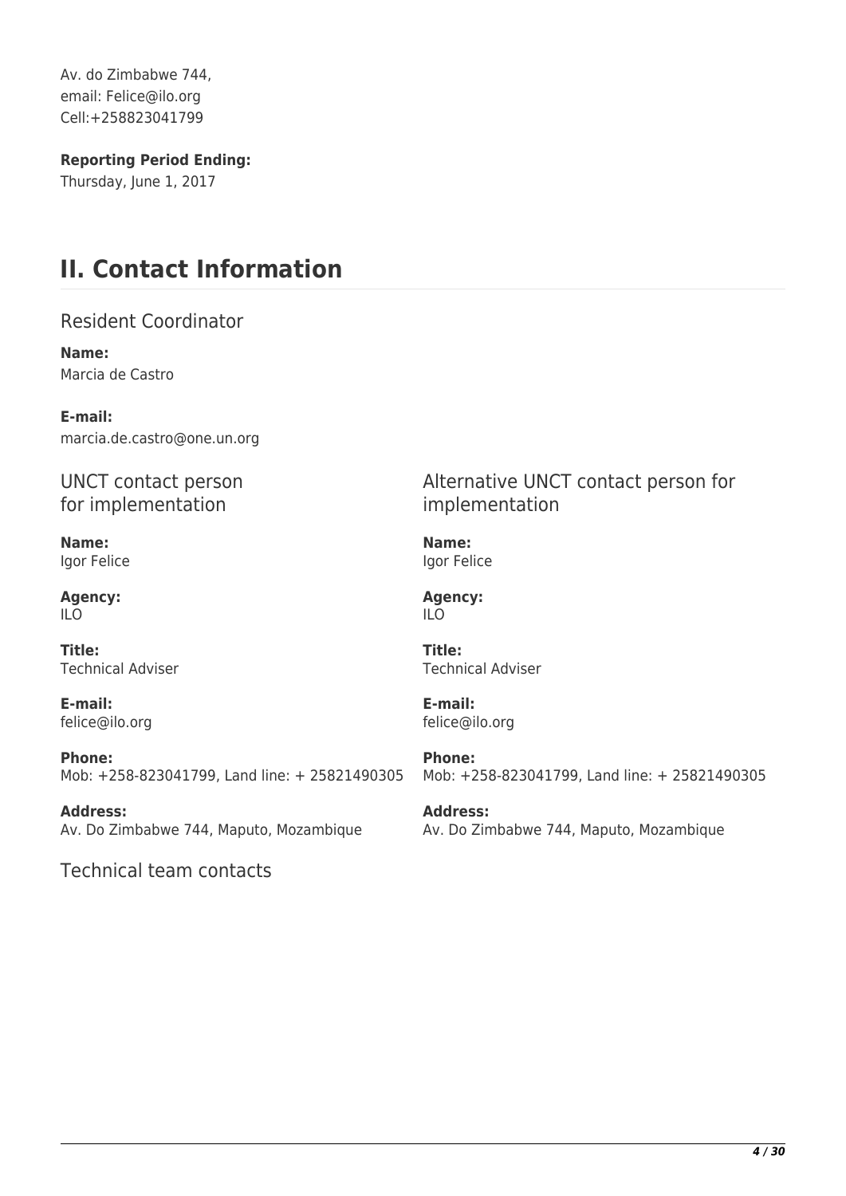Av. do Zimbabwe 744,
email: Felice@ilo.org
Cell:+258823041799

**Reporting Period Ending:**
Thursday, June 1, 2017

# II. Contact Information

## Resident Coordinator

**Name:**
Marcia de Castro

**E-mail:**
marcia.de.castro@one.un.org

## UNCT contact person for implementation

**Name:**
Igor Felice

**Agency:**
ILO

**Title:**
Technical Adviser

**E-mail:**
felice@ilo.org

**Phone:**
Mob: +258-823041799, Land line: + 25821490305

**Address:**
Av. Do Zimbabwe 744, Maputo, Mozambique

## Alternative UNCT contact person for implementation

**Name:**
Igor Felice

**Agency:**
ILO

**Title:**
Technical Adviser

**E-mail:**
felice@ilo.org

**Phone:**
Mob: +258-823041799, Land line: + 25821490305

**Address:**
Av. Do Zimbabwe 744, Maputo, Mozambique

## Technical team contacts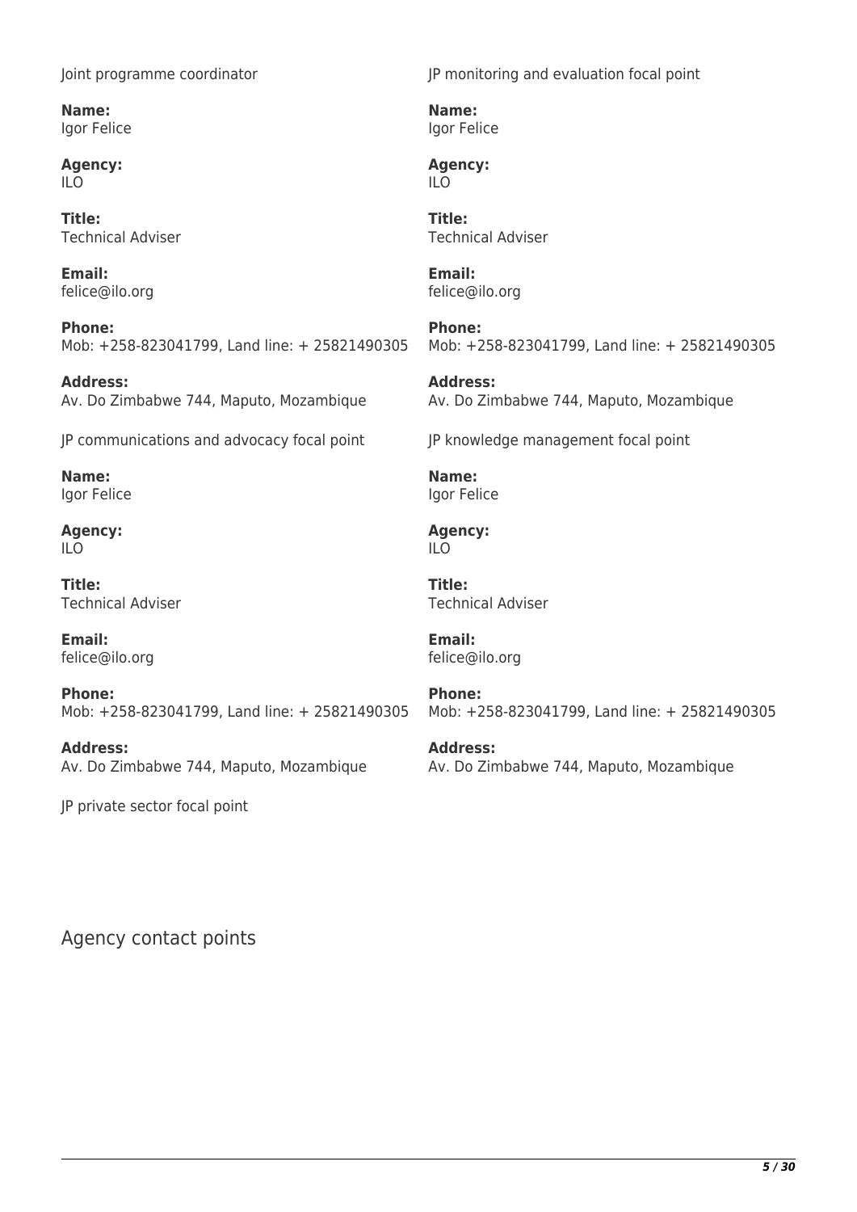Joint programme coordinator

**Name:**
Igor Felice

**Agency:**
ILO

**Title:**
Technical Adviser

**Email:**
felice@ilo.org

**Phone:**
Mob: +258-823041799, Land line: + 25821490305

**Address:**
Av. Do Zimbabwe 744, Maputo, Mozambique

JP monitoring and evaluation focal point

**Name:**
Igor Felice

**Agency:**
ILO

**Title:**
Technical Adviser

**Email:**
felice@ilo.org

**Phone:**
Mob: +258-823041799, Land line: + 25821490305

**Address:**
Av. Do Zimbabwe 744, Maputo, Mozambique

JP communications and advocacy focal point

**Name:**
Igor Felice

**Agency:**
ILO

**Title:**
Technical Adviser

**Email:**
felice@ilo.org

**Phone:**
Mob: +258-823041799, Land line: + 25821490305

**Address:**
Av. Do Zimbabwe 744, Maputo, Mozambique

JP knowledge management focal point

**Name:**
Igor Felice

**Agency:**
ILO

**Title:**
Technical Adviser

**Email:**
felice@ilo.org

**Phone:**
Mob: +258-823041799, Land line: + 25821490305

**Address:**
Av. Do Zimbabwe 744, Maputo, Mozambique

JP private sector focal point

## Agency contact points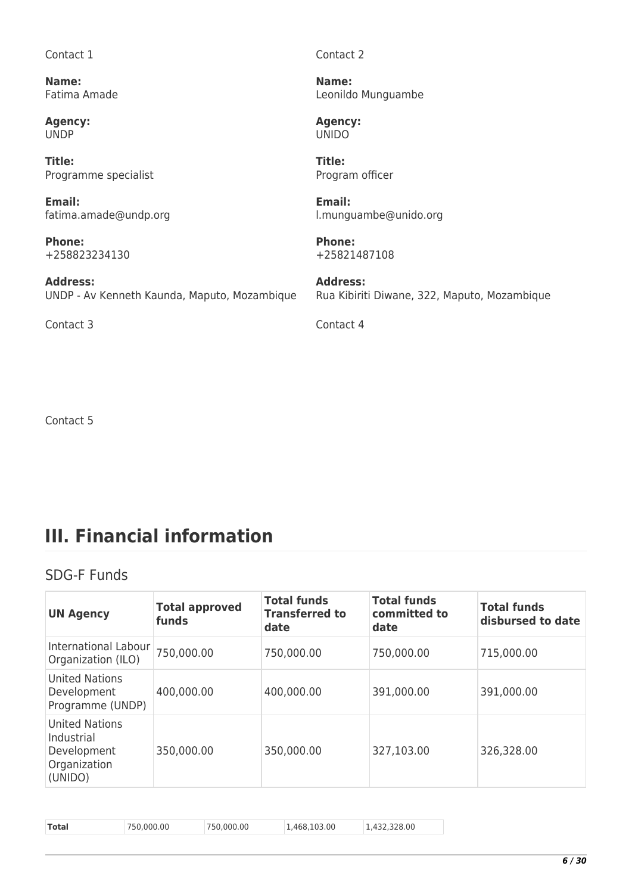Contact 1

**Name:**
Fatima Amade

**Agency:**
UNDP

**Title:**
Programme specialist

**Email:**
fatima.amade@undp.org

**Phone:**
+258823234130

**Address:**
UNDP - Av Kenneth Kaunda, Maputo, Mozambique

Contact 2

**Name:**
Leonildo Munguambe

**Agency:**
UNIDO

**Title:**
Program officer

**Email:**
l.munguambe@unido.org

**Phone:**
+25821487108

**Address:**
Rua Kibiriti Diwane, 322, Maputo, Mozambique

Contact 3

Contact 4

Contact 5

# III. Financial information

## SDG-F Funds

| UN Agency | Total approved funds | Total funds Transferred to date | Total funds committed to date | Total funds disbursed to date |
|---|---|---|---|---|
| International Labour Organization (ILO) | 750,000.00 | 750,000.00 | 750,000.00 | 715,000.00 |
| United Nations Development Programme (UNDP) | 400,000.00 | 400,000.00 | 391,000.00 | 391,000.00 |
| United Nations Industrial Development Organization (UNIDO) | 350,000.00 | 350,000.00 | 327,103.00 | 326,328.00 |

| **Total** | 750,000.00 | 750,000.00 | 1,468,103.00 | 1,432,328.00 |
|---|---|---|---|---|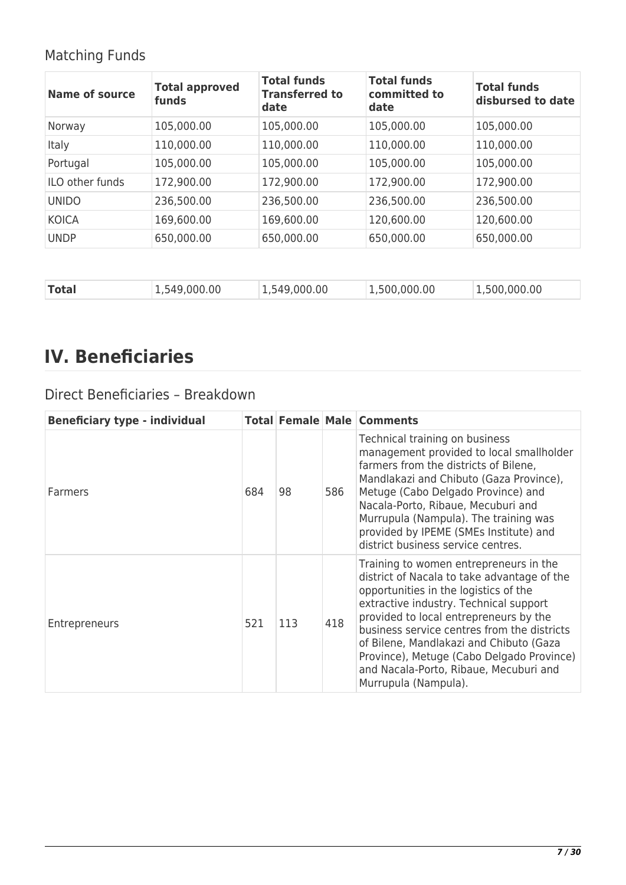## Matching Funds

| Name of source | Total approved funds | Total funds Transferred to date | Total funds committed to date | Total funds disbursed to date |
|---|---|---|---|---|
| Norway | 105,000.00 | 105,000.00 | 105,000.00 | 105,000.00 |
| Italy | 110,000.00 | 110,000.00 | 110,000.00 | 110,000.00 |
| Portugal | 105,000.00 | 105,000.00 | 105,000.00 | 105,000.00 |
| ILO other funds | 172,900.00 | 172,900.00 | 172,900.00 | 172,900.00 |
| UNIDO | 236,500.00 | 236,500.00 | 236,500.00 | 236,500.00 |
| KOICA | 169,600.00 | 169,600.00 | 120,600.00 | 120,600.00 |
| UNDP | 650,000.00 | 650,000.00 | 650,000.00 | 650,000.00 |
| **Total** | 1,549,000.00 | 1,549,000.00 | 1,500,000.00 | 1,500,000.00 |

# IV. Beneficiaries

## Direct Beneficiaries – Breakdown

| Beneficiary type - individual | Total | Female | Male | Comments |
|---|---|---|---|---|
| Farmers | 684 | 98 | 586 | Technical training on business management provided to local smallholder farmers from the districts of Bilene, Mandlakazi and Chibuto (Gaza Province), Metuge (Cabo Delgado Province) and Nacala-Porto, Ribaue, Mecuburi and Murrupula (Nampula). The training was provided by IPEME (SMEs Institute) and district business service centres. |
| Entrepreneurs | 521 | 113 | 418 | Training to women entrepreneurs in the district of Nacala to take advantage of the opportunities in the logistics of the extractive industry. Technical support provided to local entrepreneurs by the business service centres from the districts of Bilene, Mandlakazi and Chibuto (Gaza Province), Metuge (Cabo Delgado Province) and Nacala-Porto, Ribaue, Mecuburi and Murrupula (Nampula). |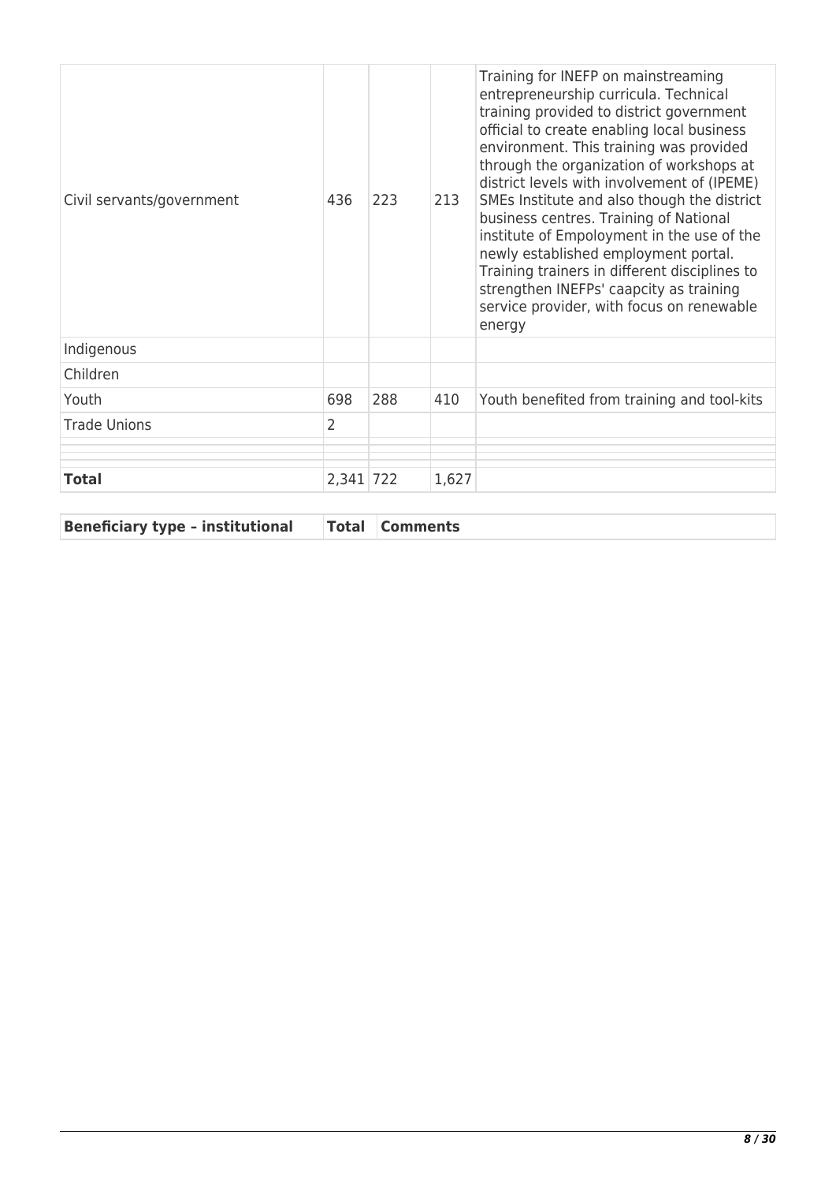| | | | | |
|---|---|---|---|---|
| Civil servants/government | 436 | 223 | 213 | Training for INEFP on mainstreaming entrepreneurship curricula. Technical training provided to district government official to create enabling local business environment. This training was provided through the organization of workshops at district levels with involvement of (IPEME) SMEs Institute and also though the district business centres. Training of National institute of Empoloyment in the use of the newly established employment portal. Training trainers in different disciplines to strengthen INEFPs' caapcity as training service provider, with focus on renewable energy |
| Indigenous | | | | |
| Children | | | | |
| Youth | 698 | 288 | 410 | Youth benefited from training and tool-kits |
| Trade Unions | 2 | | | |
| | | | | |
| | | | | |
| **Total** | 2,341 | 722 | 1,627 | |

| Beneficiary type – institutional | Total | Comments |
|---|---|---|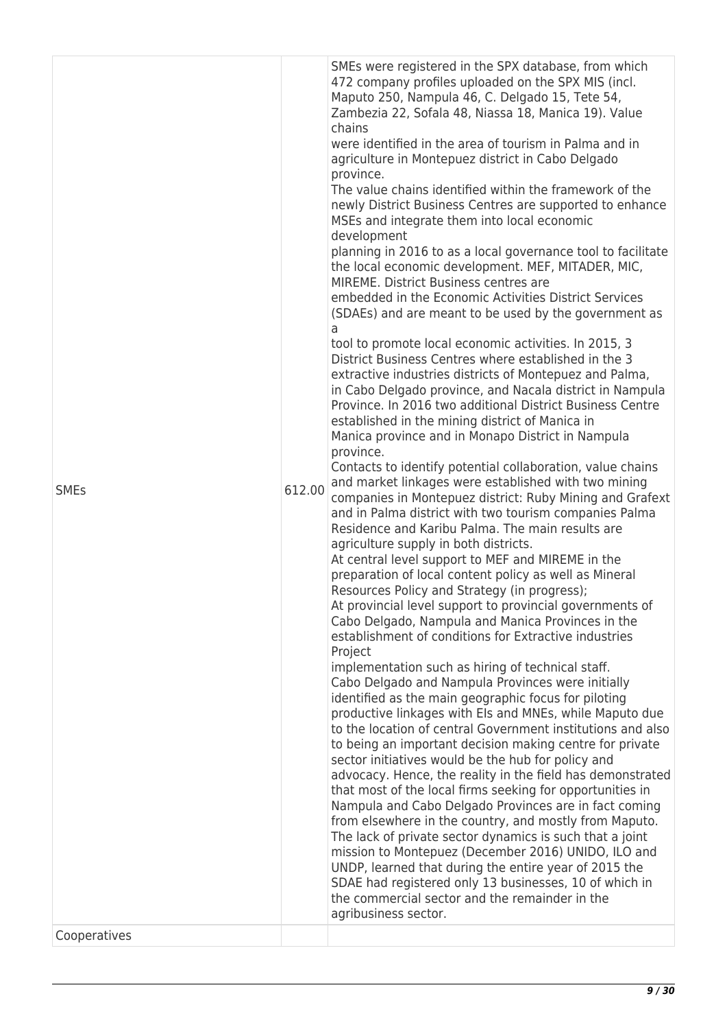| | | |
|---|---|---|
| SMEs | 612.00 | SMEs were registered in the SPX database, from which 472 company profiles uploaded on the SPX MIS (incl. Maputo 250, Nampula 46, C. Delgado 15, Tete 54, Zambezia 22, Sofala 48, Niassa 18, Manica 19). Value chains were identified in the area of tourism in Palma and in agriculture in Montepuez district in Cabo Delgado province. The value chains identified within the framework of the newly District Business Centres are supported to enhance MSEs and integrate them into local economic development planning in 2016 to as a local governance tool to facilitate the local economic development. MEF, MITADER, MIC, MIREME. District Business centres are embedded in the Economic Activities District Services (SDAEs) and are meant to be used by the government as a tool to promote local economic activities. In 2015, 3 District Business Centres where established in the 3 extractive industries districts of Montepuez and Palma, in Cabo Delgado province, and Nacala district in Nampula Province. In 2016 two additional District Business Centre established in the mining district of Manica in Manica province and in Monapo District in Nampula province. Contacts to identify potential collaboration, value chains and market linkages were established with two mining companies in Montepuez district: Ruby Mining and Grafext and in Palma district with two tourism companies Palma Residence and Karibu Palma. The main results are agriculture supply in both districts. At central level support to MEF and MIREME in the preparation of local content policy as well as Mineral Resources Policy and Strategy (in progress); At provincial level support to provincial governments of Cabo Delgado, Nampula and Manica Provinces in the establishment of conditions for Extractive industries Project implementation such as hiring of technical staff. Cabo Delgado and Nampula Provinces were initially identified as the main geographic focus for piloting productive linkages with EIs and MNEs, while Maputo due to the location of central Government institutions and also to being an important decision making centre for private sector initiatives would be the hub for policy and advocacy. Hence, the reality in the field has demonstrated that most of the local firms seeking for opportunities in Nampula and Cabo Delgado Provinces are in fact coming from elsewhere in the country, and mostly from Maputo. The lack of private sector dynamics is such that a joint mission to Montepuez (December 2016) UNIDO, ILO and UNDP, learned that during the entire year of 2015 the SDAE had registered only 13 businesses, 10 of which in the commercial sector and the remainder in the agribusiness sector. |
| Cooperatives | | |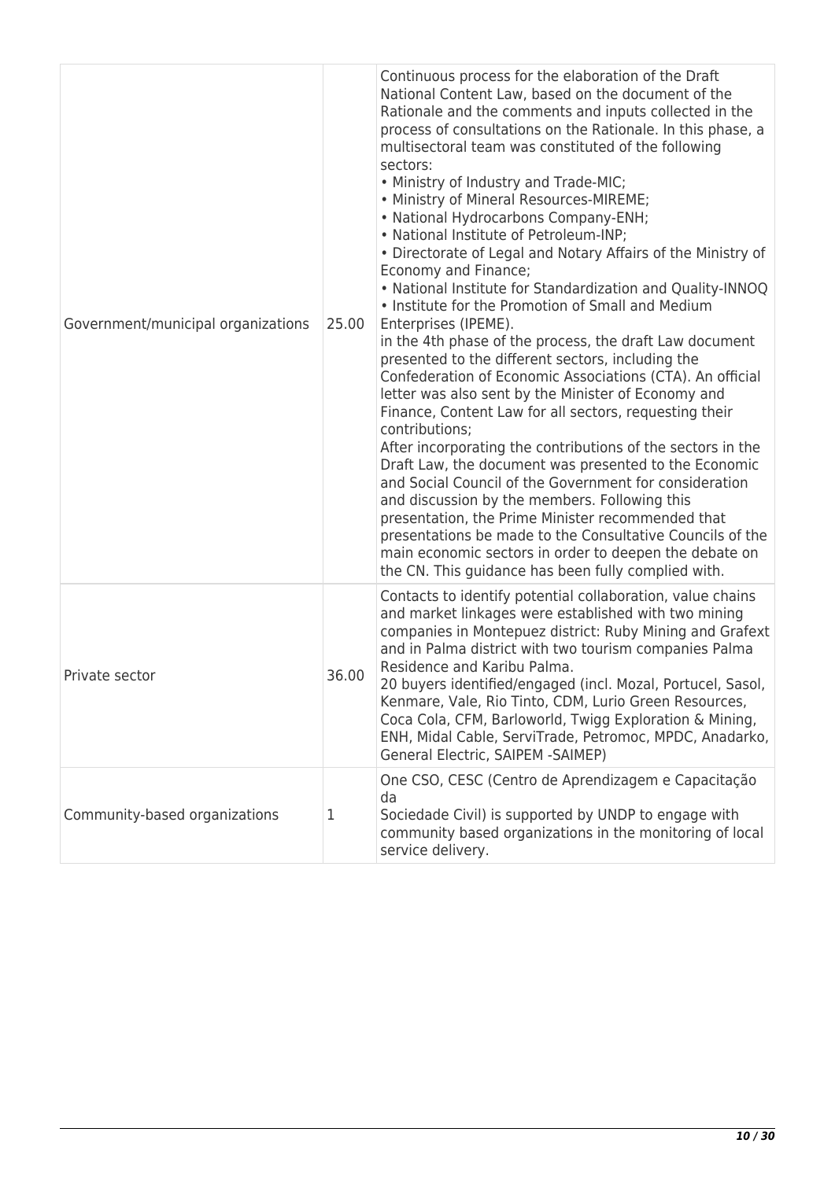| | | |
|---|---|---|
| Government/municipal organizations | 25.00 | Continuous process for the elaboration of the Draft National Content Law, based on the document of the Rationale and the comments and inputs collected in the process of consultations on the Rationale. In this phase, a multisectoral team was constituted of the following sectors:<br>• Ministry of Industry and Trade-MIC;<br>• Ministry of Mineral Resources-MIREME;<br>• National Hydrocarbons Company-ENH;<br>• National Institute of Petroleum-INP;<br>• Directorate of Legal and Notary Affairs of the Ministry of Economy and Finance;<br>• National Institute for Standardization and Quality-INNOQ<br>• Institute for the Promotion of Small and Medium Enterprises (IPEME).<br>in the 4th phase of the process, the draft Law document presented to the different sectors, including the Confederation of Economic Associations (CTA). An official letter was also sent by the Minister of Economy and Finance, Content Law for all sectors, requesting their contributions;<br>After incorporating the contributions of the sectors in the Draft Law, the document was presented to the Economic and Social Council of the Government for consideration and discussion by the members. Following this presentation, the Prime Minister recommended that presentations be made to the Consultative Councils of the main economic sectors in order to deepen the debate on the CN. This guidance has been fully complied with. |
| Private sector | 36.00 | Contacts to identify potential collaboration, value chains and market linkages were established with two mining companies in Montepuez district: Ruby Mining and Grafext and in Palma district with two tourism companies Palma Residence and Karibu Palma.<br>20 buyers identified/engaged (incl. Mozal, Portucel, Sasol, Kenmare, Vale, Rio Tinto, CDM, Lurio Green Resources, Coca Cola, CFM, Barloworld, Twigg Exploration & Mining, ENH, Midal Cable, ServiTrade, Petromoc, MPDC, Anadarko, General Electric, SAIPEM -SAIMEP) |
| Community-based organizations | 1 | One CSO, CESC (Centro de Aprendizagem e Capacitação da<br>Sociedade Civil) is supported by UNDP to engage with community based organizations in the monitoring of local service delivery. |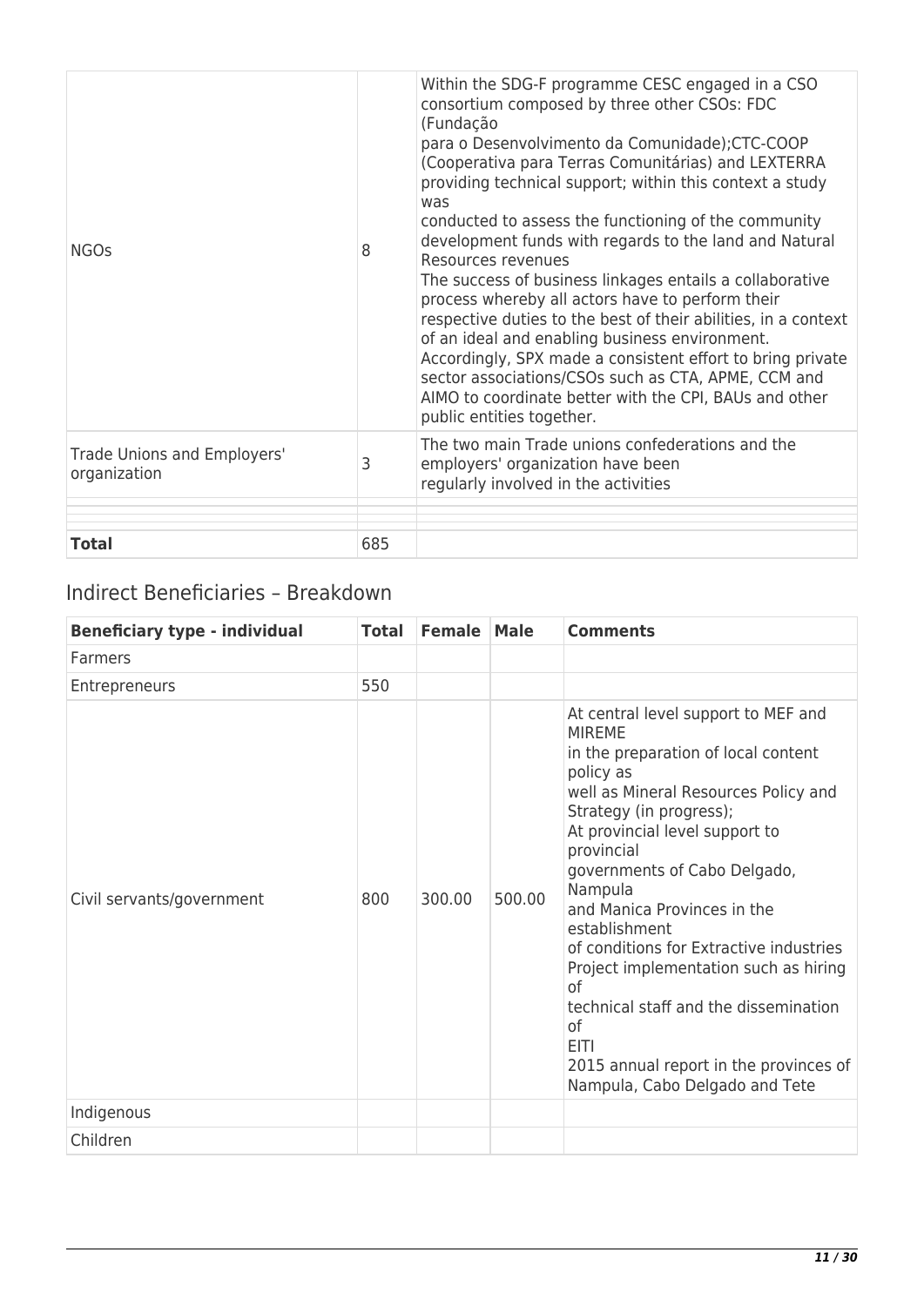| | | |
|---|---|---|
| NGOs | 8 | Within the SDG-F programme CESC engaged in a CSO consortium composed by three other CSOs: FDC (Fundação para o Desenvolvimento da Comunidade);CTC-COOP (Cooperativa para Terras Comunitárias) and LEXTERRA providing technical support; within this context a study was conducted to assess the functioning of the community development funds with regards to the land and Natural Resources revenues The success of business linkages entails a collaborative process whereby all actors have to perform their respective duties to the best of their abilities, in a context of an ideal and enabling business environment. Accordingly, SPX made a consistent effort to bring private sector associations/CSOs such as CTA, APME, CCM and AIMO to coordinate better with the CPI, BAUs and other public entities together. |
| Trade Unions and Employers' organization | 3 | The two main Trade unions confederations and the employers' organization have been regularly involved in the activities |
| | | |
| | | |
| **Total** | 685 | |

## Indirect Beneficiaries – Breakdown

| Beneficiary type - individual | Total | Female | Male | Comments |
|---|---|---|---|---|
| Farmers | | | | |
| Entrepreneurs | 550 | | | |
| Civil servants/government | 800 | 300.00 | 500.00 | At central level support to MEF and MIREME in the preparation of local content policy as well as Mineral Resources Policy and Strategy (in progress); At provincial level support to provincial governments of Cabo Delgado, Nampula and Manica Provinces in the establishment of conditions for Extractive industries Project implementation such as hiring of technical staff and the dissemination of EITI 2015 annual report in the provinces of Nampula, Cabo Delgado and Tete |
| Indigenous | | | | |
| Children | | | | |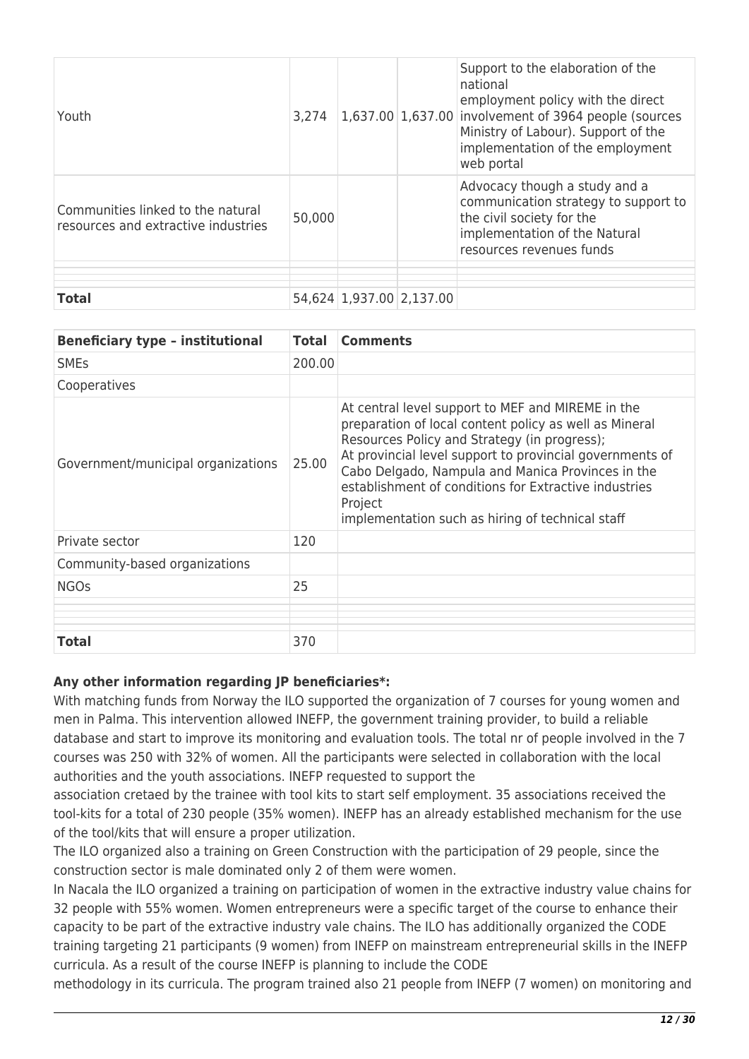| | | | | |
|---|---|---|---|---|
| Youth | 3,274 | 1,637.00 | 1,637.00 | Support to the elaboration of the national employment policy with the direct involvement of 3964 people (sources Ministry of Labour). Support of the implementation of the employment web portal |
| Communities linked to the natural resources and extractive industries | 50,000 | | | Advocacy though a study and a communication strategy to support to the civil society for the implementation of the Natural resources revenues funds |
| | | | | |
| | | | | |
| **Total** | 54,624 | 1,937.00 | 2,137.00 | |

| **Beneficiary type – institutional** | **Total** | **Comments** |
|---|---|---|
| SMEs | 200.00 | |
| Cooperatives | | |
| Government/municipal organizations | 25.00 | At central level support to MEF and MIREME in the preparation of local content policy as well as Mineral Resources Policy and Strategy (in progress); At provincial level support to provincial governments of Cabo Delgado, Nampula and Manica Provinces in the establishment of conditions for Extractive industries Project implementation such as hiring of technical staff |
| Private sector | 120 | |
| Community-based organizations | | |
| NGOs | 25 | |
| | | |
| | | |
| **Total** | 370 | |

**Any other information regarding JP beneficiaries*:**

With matching funds from Norway the ILO supported the organization of 7 courses for young women and men in Palma. This intervention allowed INEFP, the government training provider, to build a reliable database and start to improve its monitoring and evaluation tools. The total nr of people involved in the 7 courses was 250 with 32% of women. All the participants were selected in collaboration with the local authorities and the youth associations. INEFP requested to support the association cretaed by the trainee with tool kits to start self employment. 35 associations received the tool-kits for a total of 230 people (35% women). INEFP has an already established mechanism for the use of the tool/kits that will ensure a proper utilization.

The ILO organized also a training on Green Construction with the participation of 29 people, since the construction sector is male dominated only 2 of them were women.

In Nacala the ILO organized a training on participation of women in the extractive industry value chains for 32 people with 55% women. Women entrepreneurs were a specific target of the course to enhance their capacity to be part of the extractive industry vale chains. The ILO has additionally organized the CODE training targeting 21 participants (9 women) from INEFP on mainstream entrepreneurial skills in the INEFP curricula. As a result of the course INEFP is planning to include the CODE methodology in its curricula. The program trained also 21 people from INEFP (7 women) on monitoring and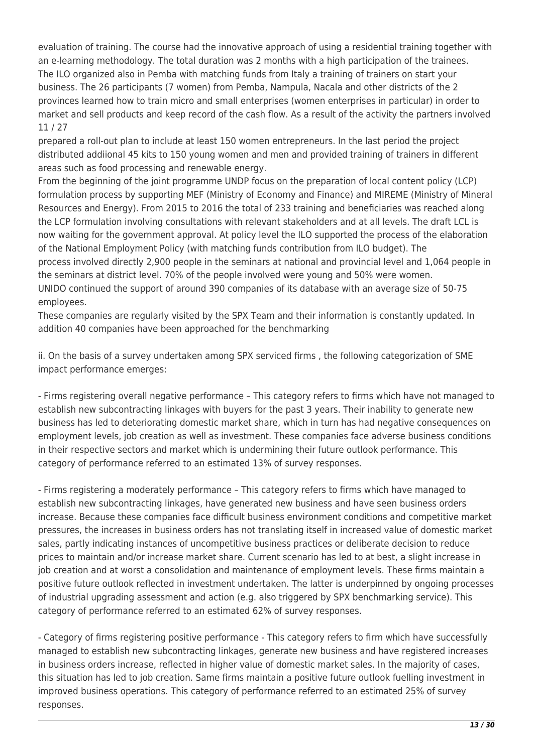evaluation of training. The course had the innovative approach of using a residential training together with an e-learning methodology. The total duration was 2 months with a high participation of the trainees. The ILO organized also in Pemba with matching funds from Italy a training of trainers on start your business. The 26 participants (7 women) from Pemba, Nampula, Nacala and other districts of the 2 provinces learned how to train micro and small enterprises (women enterprises in particular) in order to market and sell products and keep record of the cash flow. As a result of the activity the partners involved prepared a roll-out plan to include at least 150 women entrepreneurs. In the last period the project distributed addiional 45 kits to 150 young women and men and provided training of trainers in different areas such as food processing and renewable energy.

From the beginning of the joint programme UNDP focus on the preparation of local content policy (LCP) formulation process by supporting MEF (Ministry of Economy and Finance) and MIREME (Ministry of Mineral Resources and Energy). From 2015 to 2016 the total of 233 training and beneficiaries was reached along the LCP formulation involving consultations with relevant stakeholders and at all levels. The draft LCL is now waiting for the government approval. At policy level the ILO supported the process of the elaboration of the National Employment Policy (with matching funds contribution from ILO budget). The process involved directly 2,900 people in the seminars at national and provincial level and 1,064 people in the seminars at district level. 70% of the people involved were young and 50% were women.

UNIDO continued the support of around 390 companies of its database with an average size of 50-75 employees.

These companies are regularly visited by the SPX Team and their information is constantly updated. In addition 40 companies have been approached for the benchmarking

ii. On the basis of a survey undertaken among SPX serviced firms , the following categorization of SME impact performance emerges:

- Firms registering overall negative performance – This category refers to firms which have not managed to establish new subcontracting linkages with buyers for the past 3 years. Their inability to generate new business has led to deteriorating domestic market share, which in turn has had negative consequences on employment levels, job creation as well as investment. These companies face adverse business conditions in their respective sectors and market which is undermining their future outlook performance. This category of performance referred to an estimated 13% of survey responses.

- Firms registering a moderately performance – This category refers to firms which have managed to establish new subcontracting linkages, have generated new business and have seen business orders increase. Because these companies face difficult business environment conditions and competitive market pressures, the increases in business orders has not translating itself in increased value of domestic market sales, partly indicating instances of uncompetitive business practices or deliberate decision to reduce prices to maintain and/or increase market share. Current scenario has led to at best, a slight increase in job creation and at worst a consolidation and maintenance of employment levels. These firms maintain a positive future outlook reflected in investment undertaken. The latter is underpinned by ongoing processes of industrial upgrading assessment and action (e.g. also triggered by SPX benchmarking service). This category of performance referred to an estimated 62% of survey responses.

- Category of firms registering positive performance - This category refers to firm which have successfully managed to establish new subcontracting linkages, generate new business and have registered increases in business orders increase, reflected in higher value of domestic market sales. In the majority of cases, this situation has led to job creation. Same firms maintain a positive future outlook fuelling investment in improved business operations. This category of performance referred to an estimated 25% of survey responses.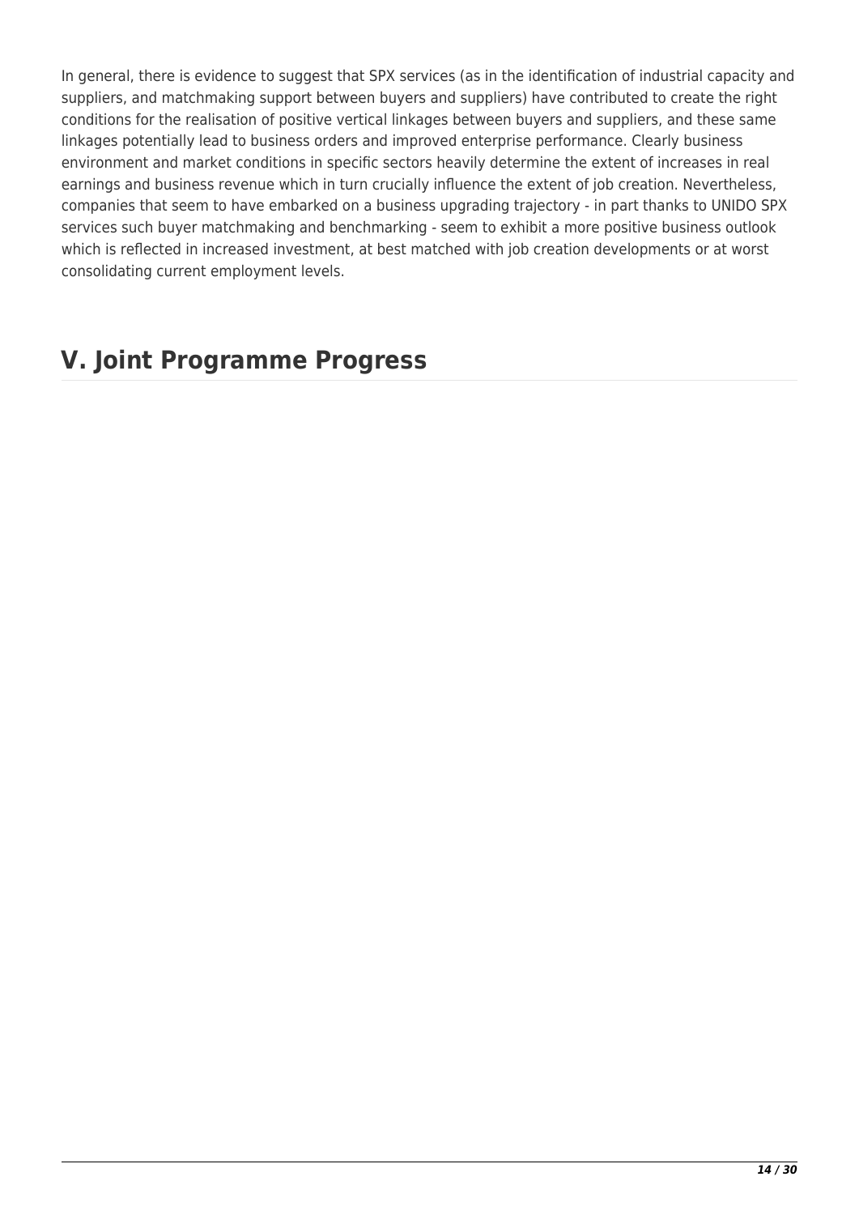In general, there is evidence to suggest that SPX services (as in the identification of industrial capacity and suppliers, and matchmaking support between buyers and suppliers) have contributed to create the right conditions for the realisation of positive vertical linkages between buyers and suppliers, and these same linkages potentially lead to business orders and improved enterprise performance. Clearly business environment and market conditions in specific sectors heavily determine the extent of increases in real earnings and business revenue which in turn crucially influence the extent of job creation. Nevertheless, companies that seem to have embarked on a business upgrading trajectory - in part thanks to UNIDO SPX services such buyer matchmaking and benchmarking - seem to exhibit a more positive business outlook which is reflected in increased investment, at best matched with job creation developments or at worst consolidating current employment levels.

# V. Joint Programme Progress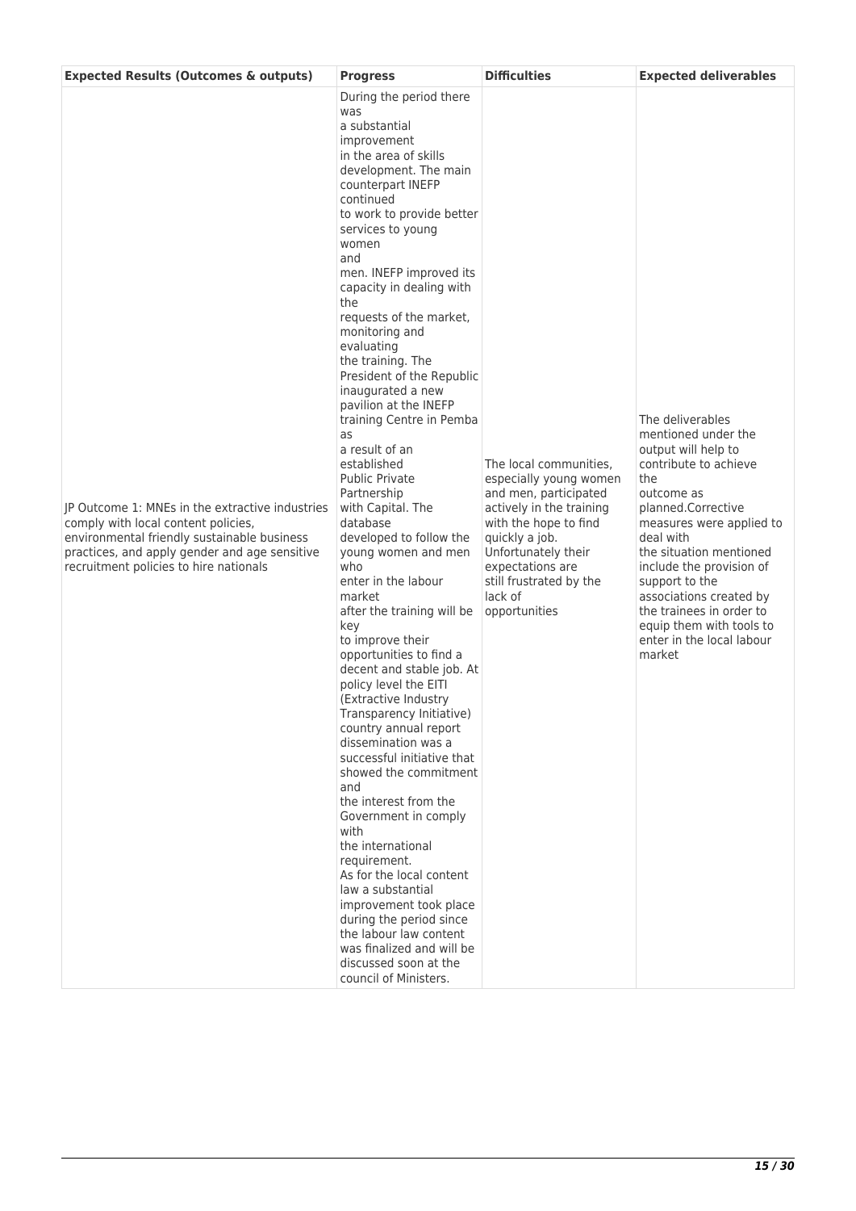| Expected Results (Outcomes & outputs) | Progress | Difficulties | Expected deliverables |
| --- | --- | --- | --- |
| JP Outcome 1: MNEs in the extractive industries comply with local content policies, environmental friendly sustainable business practices, and apply gender and age sensitive recruitment policies to hire nationals | During the period there was a substantial improvement in the area of skills development. The main counterpart INEFP continued to work to provide better services to young women and men. INEFP improved its capacity in dealing with the requests of the market, monitoring and evaluating the training. The President of the Republic inaugurated a new pavilion at the INEFP training Centre in Pemba as a result of an established Public Private Partnership with Capital. The database developed to follow the young women and men who enter in the labour market after the training will be key to improve their opportunities to find a decent and stable job. At policy level the EITI (Extractive Industry Transparency Initiative) country annual report dissemination was a successful initiative that showed the commitment and the interest from the Government in comply with the international requirement. As for the local content law a substantial improvement took place during the period since the labour law content was finalized and will be discussed soon at the council of Ministers. | The local communities, especially young women and men, participated actively in the training with the hope to find quickly a job. Unfortunately their expectations are still frustrated by the lack of opportunities | The deliverables mentioned under the output will help to contribute to achieve the outcome as planned.Corrective measures were applied to deal with the situation mentioned include the provision of support to the associations created by the trainees in order to equip them with tools to enter in the local labour market |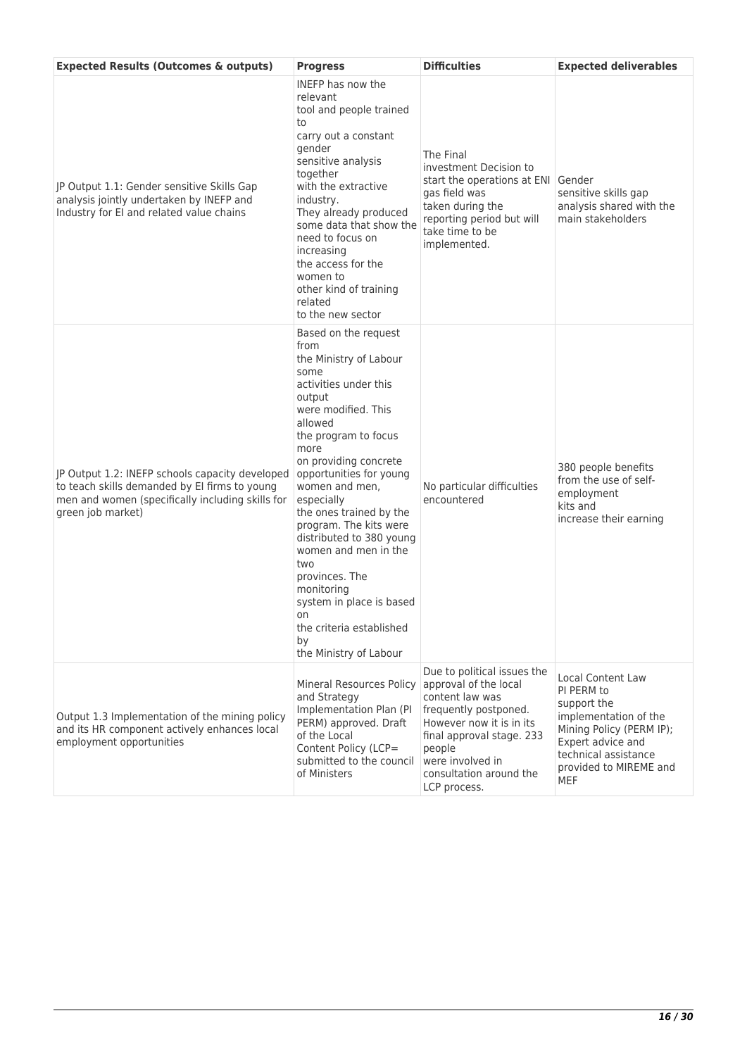| Expected Results (Outcomes & outputs) | Progress | Difficulties | Expected deliverables |
|---|---|---|---|
| JP Output 1.1: Gender sensitive Skills Gap analysis jointly undertaken by INEFP and Industry for EI and related value chains | INEFP has now the relevant tool and people trained to carry out a constant gender sensitive analysis together with the extractive industry. They already produced some data that show the need to focus on increasing the access for the women to other kind of training related to the new sector | The Final investment Decision to start the operations at ENI gas field was taken during the reporting period but will take time to be implemented. | Gender sensitive skills gap analysis shared with the main stakeholders |
| JP Output 1.2: INEFP schools capacity developed to teach skills demanded by EI firms to young men and women (specifically including skills for green job market) | Based on the request from the Ministry of Labour some activities under this output were modified. This allowed the program to focus more on providing concrete opportunities for young women and men, especially the ones trained by the program. The kits were distributed to 380 young women and men in the two provinces. The monitoring system in place is based on the criteria established by the Ministry of Labour | No particular difficulties encountered | 380 people benefits from the use of self-employment kits and increase their earning |
| Output 1.3 Implementation of the mining policy and its HR component actively enhances local employment opportunities | Mineral Resources Policy and Strategy Implementation Plan (PI PERM) approved. Draft of the Local Content Policy (LCP= submitted to the council of Ministers | Due to political issues the approval of the local content law was frequently postponed. However now it is in its final approval stage. 233 people were involved in consultation around the LCP process. | Local Content Law PI PERM to support the implementation of the Mining Policy (PERM IP); Expert advice and technical assistance provided to MIREME and MEF |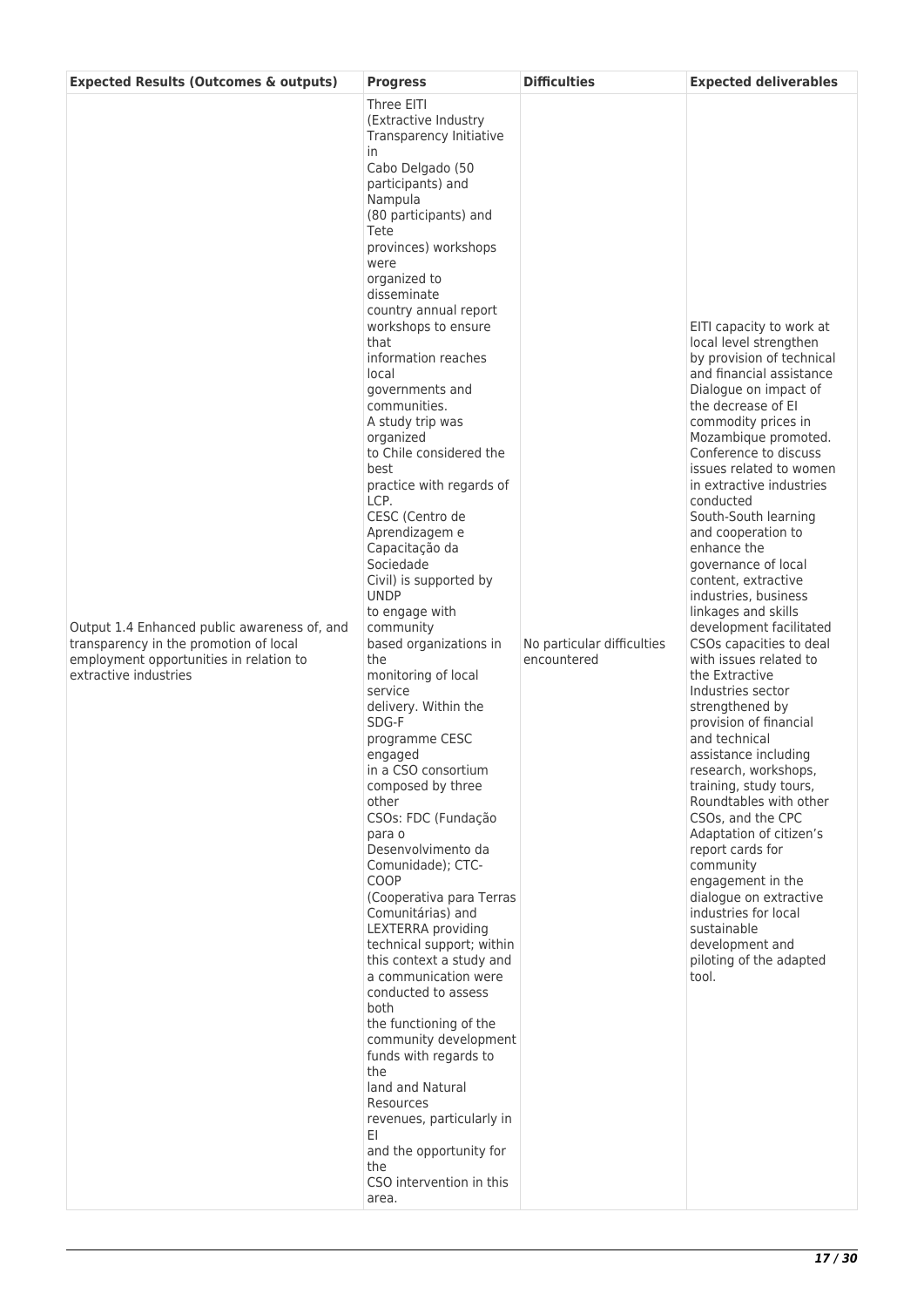| Expected Results (Outcomes & outputs) | Progress | Difficulties | Expected deliverables |
|---|---|---|---|
| Output 1.4 Enhanced public awareness of, and transparency in the promotion of local employment opportunities in relation to extractive industries | Three EITI (Extractive Industry Transparency Initiative in Cabo Delgado (50 participants) and Nampula (80 participants) and Tete provinces) workshops were organized to disseminate country annual report workshops to ensure that information reaches local governments and communities. A study trip was organized to Chile considered the best practice with regards of LCP. CESC (Centro de Aprendizagem e Capacitação da Sociedade Civil) is supported by UNDP to engage with community based organizations in the monitoring of local service delivery. Within the SDG-F programme CESC engaged in a CSO consortium composed by three other CSOs: FDC (Fundação para o Desenvolvimento da Comunidade); CTC-COOP (Cooperativa para Terras Comunitárias) and LEXTERRA providing technical support; within this context a study and a communication were conducted to assess both the functioning of the community development funds with regards to the land and Natural Resources revenues, particularly in EI and the opportunity for the CSO intervention in this area. | No particular difficulties encountered | EITI capacity to work at local level strengthen by provision of technical and financial assistance Dialogue on impact of the decrease of EI commodity prices in Mozambique promoted. Conference to discuss issues related to women in extractive industries conducted South-South learning and cooperation to enhance the governance of local content, extractive industries, business linkages and skills development facilitated CSOs capacities to deal with issues related to the Extractive Industries sector strengthened by provision of financial and technical assistance including research, workshops, training, study tours, Roundtables with other CSOs, and the CPC Adaptation of citizen's report cards for community engagement in the dialogue on extractive industries for local sustainable development and piloting of the adapted tool. |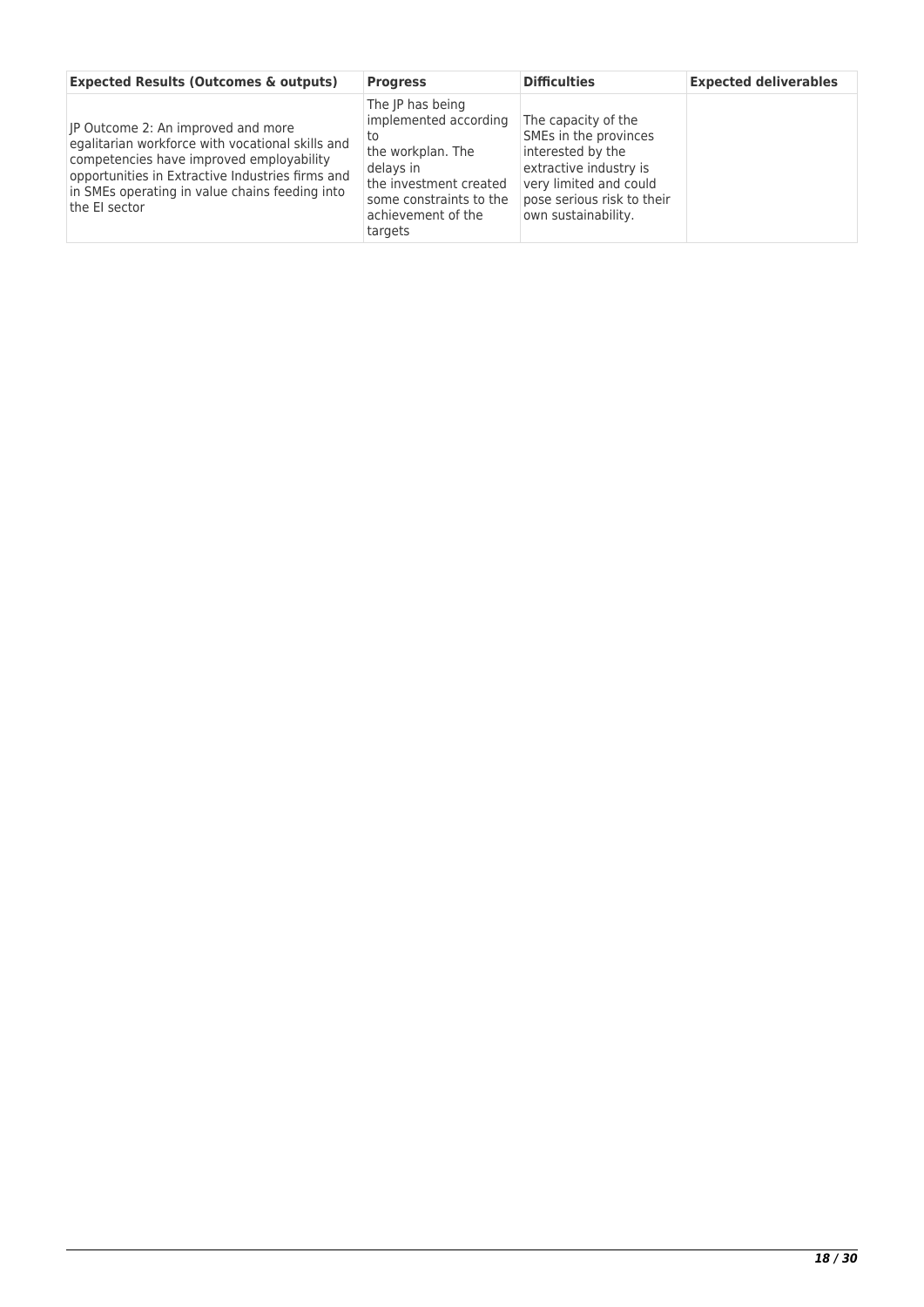| Expected Results (Outcomes & outputs) | Progress | Difficulties | Expected deliverables |
| --- | --- | --- | --- |
| JP Outcome 2: An improved and more egalitarian workforce with vocational skills and competencies have improved employability opportunities in Extractive Industries firms and in SMEs operating in value chains feeding into the EI sector | The JP has being implemented according to the workplan. The delays in the investment created some constraints to the achievement of the targets | The capacity of the SMEs in the provinces interested by the extractive industry is very limited and could pose serious risk to their own sustainability. | |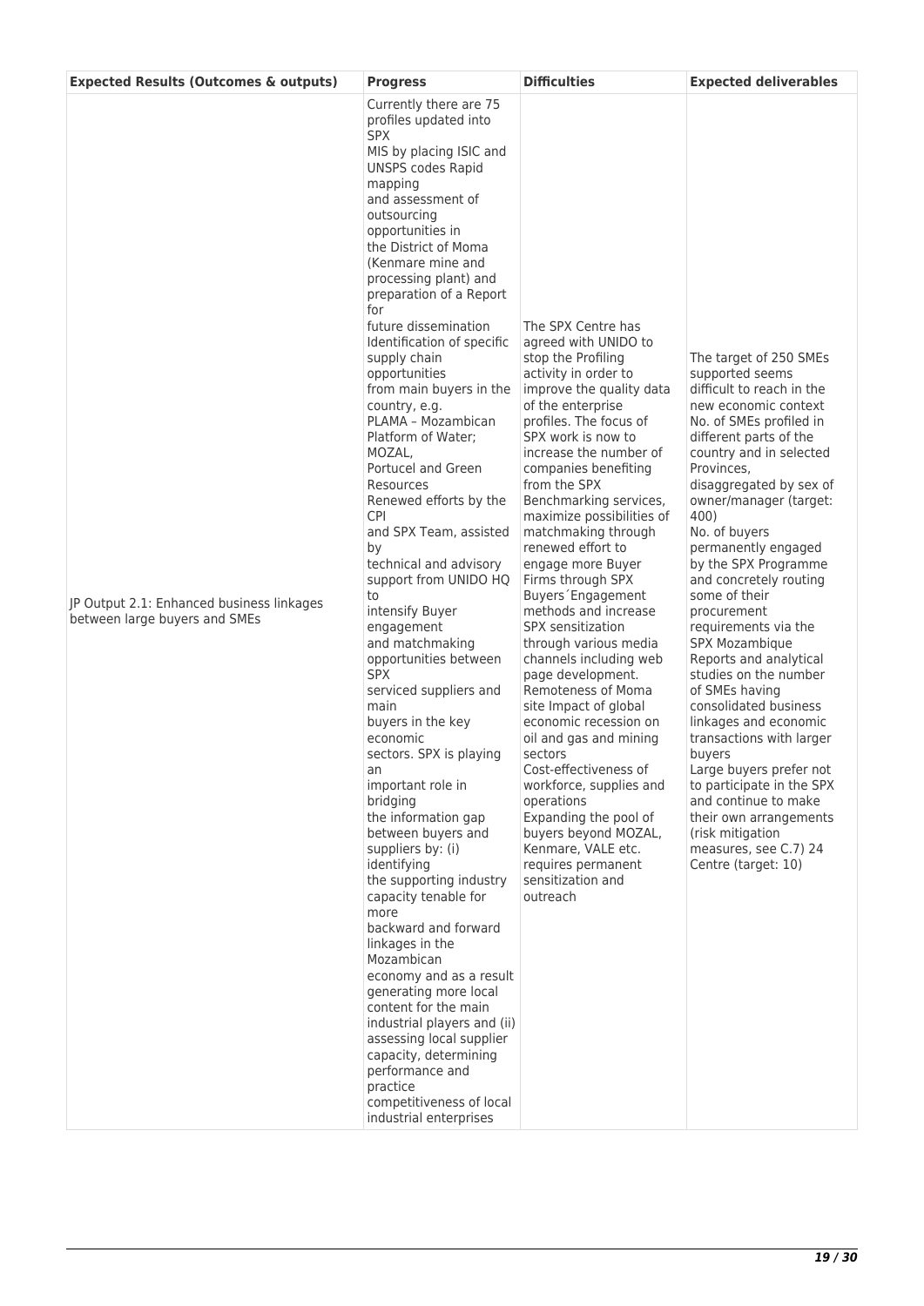| Expected Results (Outcomes & outputs) | Progress | Difficulties | Expected deliverables |
|---|---|---|---|
| JP Output 2.1: Enhanced business linkages between large buyers and SMEs | Currently there are 75 profiles updated into SPX MIS by placing ISIC and UNSPS codes Rapid mapping and assessment of outsourcing opportunities in the District of Moma (Kenmare mine and processing plant) and preparation of a Report for future dissemination Identification of specific supply chain opportunities from main buyers in the country, e.g. PLAMA – Mozambican Platform of Water; MOZAL, Portucel and Green Resources Renewed efforts by the CPI and SPX Team, assisted by technical and advisory support from UNIDO HQ to intensify Buyer engagement and matchmaking opportunities between SPX serviced suppliers and main buyers in the key economic sectors. SPX is playing an important role in bridging the information gap between buyers and suppliers by: (i) identifying the supporting industry capacity tenable for more backward and forward linkages in the Mozambican economy and as a result generating more local content for the main industrial players and (ii) assessing local supplier capacity, determining performance and practice competitiveness of local industrial enterprises | The SPX Centre has agreed with UNIDO to stop the Profiling activity in order to improve the quality data of the enterprise profiles. The focus of SPX work is now to increase the number of companies benefiting from the SPX Benchmarking services, maximize possibilities of matchmaking through renewed effort to engage more Buyer Firms through SPX Buyers´Engagement methods and increase SPX sensitization through various media channels including web page development. Remoteness of Moma site Impact of global economic recession on oil and gas and mining sectors Cost-effectiveness of workforce, supplies and operations Expanding the pool of buyers beyond MOZAL, Kenmare, VALE etc. requires permanent sensitization and outreach | The target of 250 SMEs supported seems difficult to reach in the new economic context No. of SMEs profiled in different parts of the country and in selected Provinces, disaggregated by sex of owner/manager (target: 400) No. of buyers permanently engaged by the SPX Programme and concretely routing some of their procurement requirements via the SPX Mozambique Reports and analytical studies on the number of SMEs having consolidated business linkages and economic transactions with larger buyers Large buyers prefer not to participate in the SPX and continue to make their own arrangements (risk mitigation measures, see C.7) 24 Centre (target: 10) |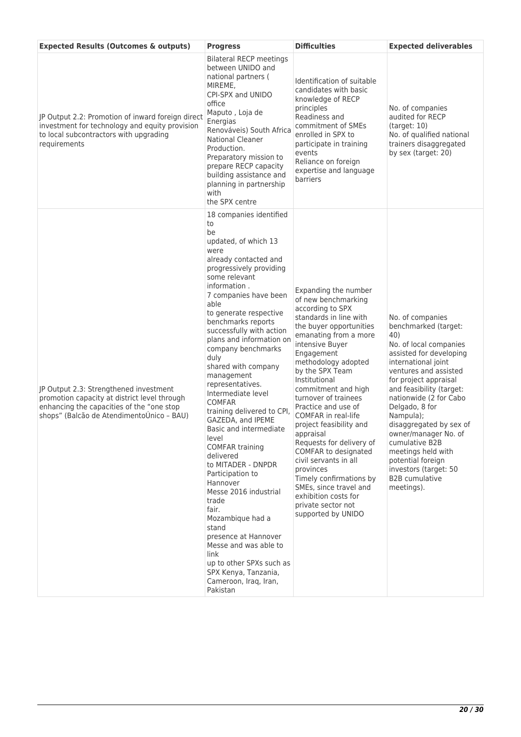| Expected Results (Outcomes & outputs) | Progress | Difficulties | Expected deliverables |
|---|---|---|---|
| JP Output 2.2: Promotion of inward foreign direct investment for technology and equity provision to local subcontractors with upgrading requirements | Bilateral RECP meetings between UNIDO and national partners ( MIREME, CPI-SPX and UNIDO office Maputo , Loja de Energias Renováveis) South Africa National Cleaner Production. Preparatory mission to prepare RECP capacity building assistance and planning in partnership with the SPX centre | Identification of suitable candidates with basic knowledge of RECP principles<br>Readiness and commitment of SMEs enrolled in SPX to participate in training events<br>Reliance on foreign expertise and language barriers | No. of companies audited for RECP (target: 10)<br>No. of qualified national trainers disaggregated by sex (target: 20) |
| JP Output 2.3: Strengthened investment promotion capacity at district level through enhancing the capacities of the "one stop shops" (Balcão de AtendimentoÚnico – BAU) | 18 companies identified to be updated, of which 13 were already contacted and progressively providing some relevant information .<br>7 companies have been able to generate respective benchmarks reports successfully with action plans and information on company benchmarks duly shared with company management representatives.<br>Intermediate level COMFAR training delivered to CPI, GAZEDA, and IPEME<br>Basic and intermediate level COMFAR training delivered to MITADER - DNPDR<br>Participation to Hannover Messe 2016 industrial trade fair.<br>Mozambique had a stand presence at Hannover Messe and was able to link up to other SPXs such as SPX Kenya, Tanzania, Cameroon, Iraq, Iran, Pakistan | Expanding the number of new benchmarking according to SPX standards in line with the buyer opportunities emanating from a more intensive Buyer Engagement methodology adopted by the SPX Team<br>Institutional commitment and high turnover of trainees<br>Practice and use of COMFAR in real-life project feasibility and appraisal<br>Requests for delivery of COMFAR to designated civil servants in all provinces<br>Timely confirmations by SMEs, since travel and exhibition costs for private sector not supported by UNIDO | No. of companies benchmarked (target: 40)<br>No. of local companies assisted for developing international joint ventures and assisted for project appraisal and feasibility (target: nationwide (2 for Cabo Delgado, 8 for Nampula); disaggregated by sex of owner/manager No. of cumulative B2B meetings held with potential foreign investors (target: 50 B2B cumulative meetings). |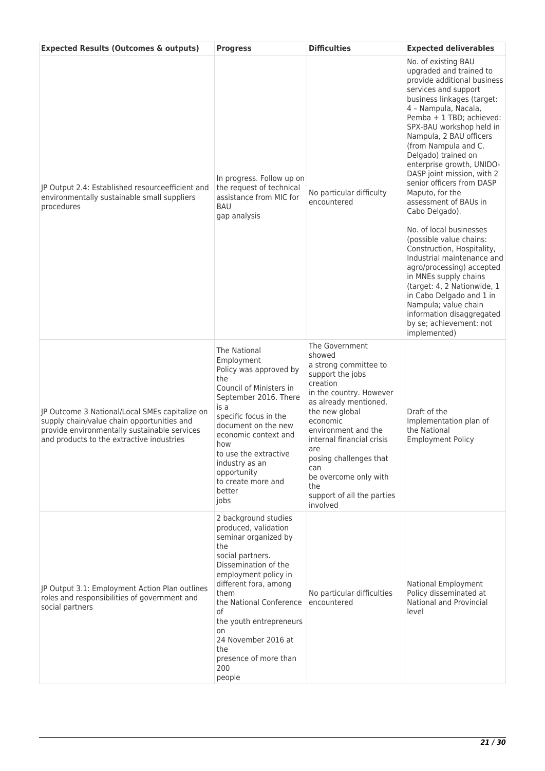| Expected Results (Outcomes & outputs) | Progress | Difficulties | Expected deliverables |
| --- | --- | --- | --- |
| JP Output 2.4: Established resourceefficient and environmentally sustainable small suppliers procedures | In progress. Follow up on the request of technical assistance from MIC for BAU gap analysis | No particular difficulty encountered | No. of existing BAU upgraded and trained to provide additional business services and support business linkages (target: 4 – Nampula, Nacala, Pemba + 1 TBD; achieved: SPX-BAU workshop held in Nampula, 2 BAU officers (from Nampula and C. Delgado) trained on enterprise growth, UNIDO-DASP joint mission, with 2 senior officers from DASP Maputo, for the assessment of BAUs in Cabo Delgado).<br><br>No. of local businesses (possible value chains: Construction, Hospitality, Industrial maintenance and agro/processing) accepted in MNEs supply chains (target: 4, 2 Nationwide, 1 in Cabo Delgado and 1 in Nampula; value chain information disaggregated by se; achievement: not implemented) |
| JP Outcome 3 National/Local SMEs capitalize on supply chain/value chain opportunities and provide environmentally sustainable services and products to the extractive industries | The National Employment Policy was approved by the Council of Ministers in September 2016. There is a specific focus in the document on the new economic context and how to use the extractive industry as an opportunity to create more and better jobs | The Government showed a strong committee to support the jobs creation in the country. However as already mentioned, the new global economic environment and the internal financial crisis are posing challenges that can be overcome only with the support of all the parties involved | Draft of the Implementation plan of the National Employment Policy |
| JP Output 3.1: Employment Action Plan outlines roles and responsibilities of government and social partners | 2 background studies produced, validation seminar organized by the social partners. Dissemination of the employment policy in different fora, among them the National Conference of the youth entrepreneurs on 24 November 2016 at the presence of more than 200 people | No particular difficulties encountered | National Employment Policy disseminated at National and Provincial level |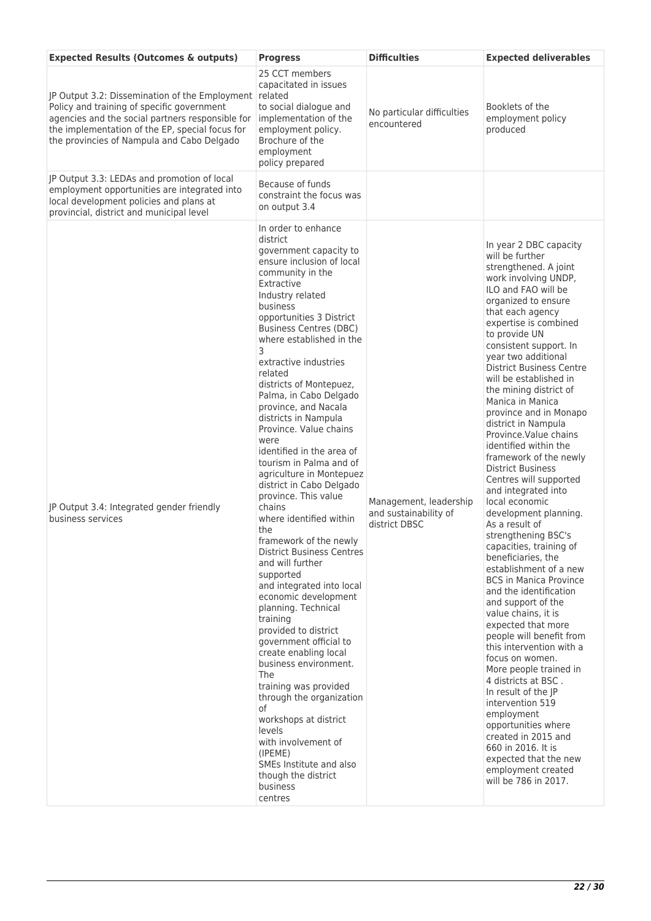| Expected Results (Outcomes & outputs) | Progress | Difficulties | Expected deliverables |
|---|---|---|---|
| JP Output 3.2: Dissemination of the Employment Policy and training of specific government agencies and the social partners responsible for the implementation of the EP, special focus for the provincies of Nampula and Cabo Delgado | 25 CCT members capacitated in issues related to social dialogue and implementation of the employment policy. Brochure of the employment policy prepared | No particular difficulties encountered | Booklets of the employment policy produced |
| JP Output 3.3: LEDAs and promotion of local employment opportunities are integrated into local development policies and plans at provincial, district and municipal level | Because of funds constraint the focus was on output 3.4 | | |
| JP Output 3.4: Integrated gender friendly business services | In order to enhance district government capacity to ensure inclusion of local community in the Extractive Industry related business opportunities 3 District Business Centres (DBC) where established in the 3 extractive industries related districts of Montepuez, Palma, in Cabo Delgado province, and Nacala districts in Nampula Province. Value chains were identified in the area of tourism in Palma and of agriculture in Montepuez district in Cabo Delgado province. This value chains where identified within the framework of the newly District Business Centres and will further supported and integrated into local economic development planning. Technical training provided to district government official to create enabling local business environment. The training was provided through the organization of workshops at district levels with involvement of (IPEME) SMEs Institute and also though the district business centres | Management, leadership and sustainability of district DBSC | In year 2 DBC capacity will be further strengthened. A joint work involving UNDP, ILO and FAO will be organized to ensure that each agency expertise is combined to provide UN consistent support. In year two additional District Business Centre will be established in the mining district of Manica in Manica province and in Monapo district in Nampula Province.Value chains identified within the framework of the newly District Business Centres will supported and integrated into local economic development planning. As a result of strengthening BSC's capacities, training of beneficiaries, the establishment of a new BCS in Manica Province and the identification and support of the value chains, it is expected that more people will benefit from this intervention with a focus on women. More people trained in 4 districts at BSC . In result of the JP intervention 519 employment opportunities where created in 2015 and 660 in 2016. It is expected that the new employment created will be 786 in 2017. |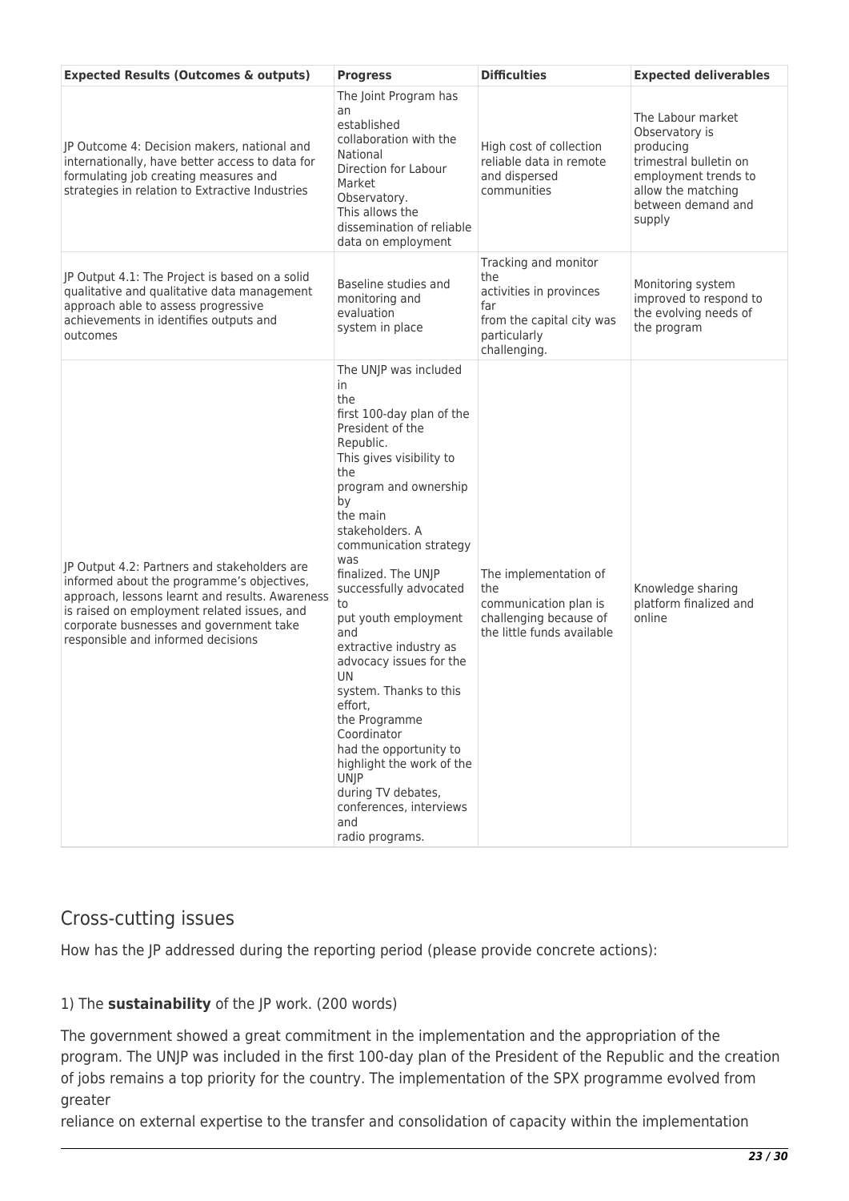| Expected Results (Outcomes & outputs) | Progress | Difficulties | Expected deliverables |
| --- | --- | --- | --- |
| JP Outcome 4: Decision makers, national and internationally, have better access to data for formulating job creating measures and strategies in relation to Extractive Industries | The Joint Program has an established collaboration with the National Direction for Labour Market Observatory. This allows the dissemination of reliable data on employment | High cost of collection reliable data in remote and dispersed communities | The Labour market Observatory is producing trimestral bulletin on employment trends to allow the matching between demand and supply |
| JP Output 4.1: The Project is based on a solid qualitative and qualitative data management approach able to assess progressive achievements in identifies outputs and outcomes | Baseline studies and monitoring and evaluation system in place | Tracking and monitor the activities in provinces far from the capital city was particularly challenging. | Monitoring system improved to respond to the evolving needs of the program |
| JP Output 4.2: Partners and stakeholders are informed about the programme's objectives, approach, lessons learnt and results. Awareness is raised on employment related issues, and corporate busnesses and government take responsible and informed decisions | The UNJP was included in the first 100-day plan of the President of the Republic. This gives visibility to the program and ownership by the main stakeholders. A communication strategy was finalized. The UNJP successfully advocated to put youth employment and extractive industry as advocacy issues for the UN system. Thanks to this effort, the Programme Coordinator had the opportunity to highlight the work of the UNJP during TV debates, conferences, interviews and radio programs. | The implementation of the communication plan is challenging because of the little funds available | Knowledge sharing platform finalized and online |

## Cross-cutting issues

How has the JP addressed during the reporting period (please provide concrete actions):

1) The **sustainability** of the JP work. (200 words)

The government showed a great commitment in the implementation and the appropriation of the program. The UNJP was included in the first 100-day plan of the President of the Republic and the creation of jobs remains a top priority for the country. The implementation of the SPX programme evolved from greater reliance on external expertise to the transfer and consolidation of capacity within the implementation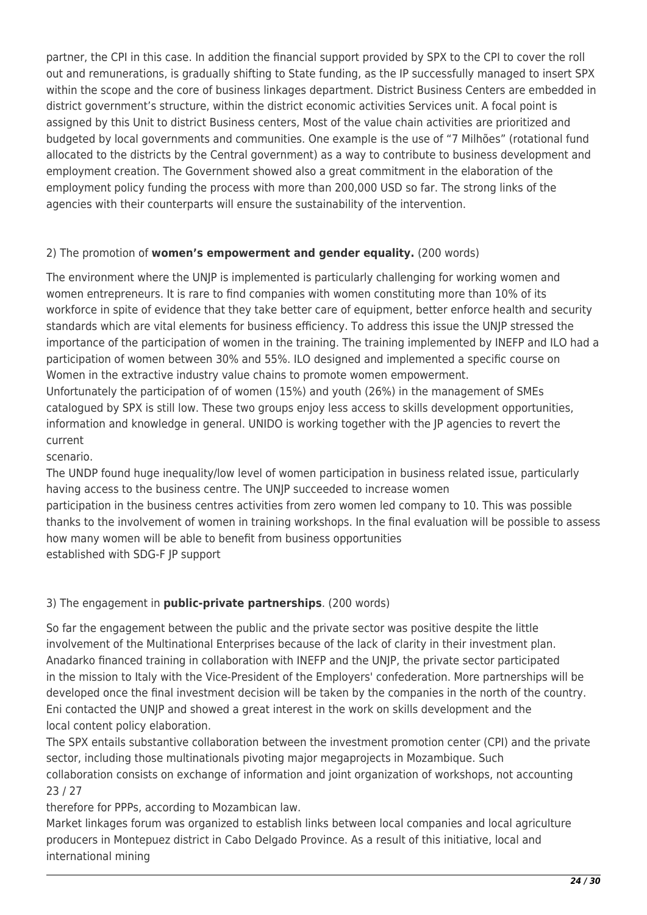partner, the CPI in this case. In addition the financial support provided by SPX to the CPI to cover the roll out and remunerations, is gradually shifting to State funding, as the IP successfully managed to insert SPX within the scope and the core of business linkages department. District Business Centers are embedded in district government's structure, within the district economic activities Services unit. A focal point is assigned by this Unit to district Business centers, Most of the value chain activities are prioritized and budgeted by local governments and communities. One example is the use of "7 Milhões" (rotational fund allocated to the districts by the Central government) as a way to contribute to business development and employment creation. The Government showed also a great commitment in the elaboration of the employment policy funding the process with more than 200,000 USD so far. The strong links of the agencies with their counterparts will ensure the sustainability of the intervention.

2) The promotion of **women's empowerment and gender equality.** (200 words)

The environment where the UNJP is implemented is particularly challenging for working women and women entrepreneurs. It is rare to find companies with women constituting more than 10% of its workforce in spite of evidence that they take better care of equipment, better enforce health and security standards which are vital elements for business efficiency. To address this issue the UNJP stressed the importance of the participation of women in the training. The training implemented by INEFP and ILO had a participation of women between 30% and 55%. ILO designed and implemented a specific course on Women in the extractive industry value chains to promote women empowerment.
Unfortunately the participation of of women (15%) and youth (26%) in the management of SMEs catalogued by SPX is still low. These two groups enjoy less access to skills development opportunities, information and knowledge in general. UNIDO is working together with the JP agencies to revert the current
scenario.
The UNDP found huge inequality/low level of women participation in business related issue, particularly having access to the business centre. The UNJP succeeded to increase women
participation in the business centres activities from zero women led company to 10. This was possible thanks to the involvement of women in training workshops. In the final evaluation will be possible to assess how many women will be able to benefit from business opportunities
established with SDG-F JP support

3) The engagement in **public-private partnerships**. (200 words)

So far the engagement between the public and the private sector was positive despite the little involvement of the Multinational Enterprises because of the lack of clarity in their investment plan. Anadarko financed training in collaboration with INEFP and the UNJP, the private sector participated in the mission to Italy with the Vice-President of the Employers' confederation. More partnerships will be developed once the final investment decision will be taken by the companies in the north of the country. Eni contacted the UNJP and showed a great interest in the work on skills development and the local content policy elaboration.
The SPX entails substantive collaboration between the investment promotion center (CPI) and the private sector, including those multinationals pivoting major megaprojects in Mozambique. Such
collaboration consists on exchange of information and joint organization of workshops, not accounting
23 / 27
therefore for PPPs, according to Mozambican law.
Market linkages forum was organized to establish links between local companies and local agriculture producers in Montepuez district in Cabo Delgado Province. As a result of this initiative, local and international mining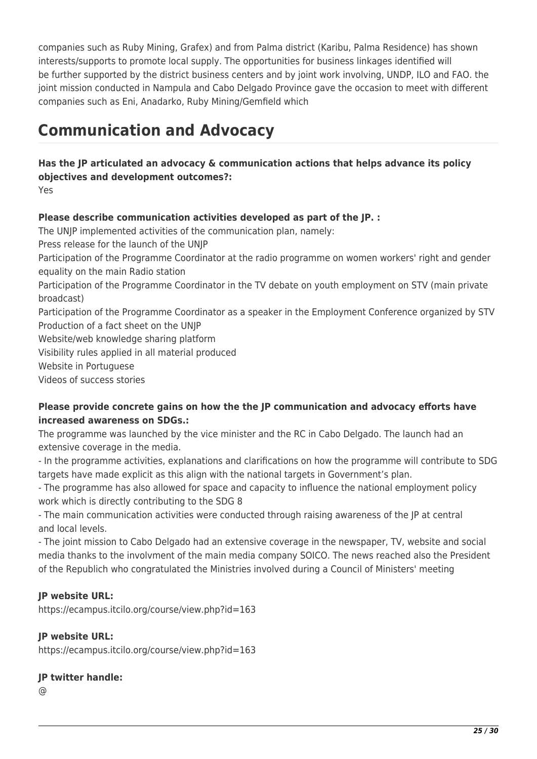companies such as Ruby Mining, Grafex) and from Palma district (Karibu, Palma Residence) has shown interests/supports to promote local supply. The opportunities for business linkages identified will be further supported by the district business centers and by joint work involving, UNDP, ILO and FAO. the joint mission conducted in Nampula and Cabo Delgado Province gave the occasion to meet with different companies such as Eni, Anadarko, Ruby Mining/Gemfield which

# Communication and Advocacy

**Has the JP articulated an advocacy & communication actions that helps advance its policy objectives and development outcomes?:**
Yes

**Please describe communication activities developed as part of the JP. :**
The UNJP implemented activities of the communication plan, namely:
Press release for the launch of the UNJP
Participation of the Programme Coordinator at the radio programme on women workers' right and gender equality on the main Radio station
Participation of the Programme Coordinator in the TV debate on youth employment on STV (main private broadcast)
Participation of the Programme Coordinator as a speaker in the Employment Conference organized by STV
Production of a fact sheet on the UNJP
Website/web knowledge sharing platform
Visibility rules applied in all material produced
Website in Portuguese
Videos of success stories

**Please provide concrete gains on how the the JP communication and advocacy efforts have increased awareness on SDGs.:**
The programme was launched by the vice minister and the RC in Cabo Delgado. The launch had an extensive coverage in the media.
- In the programme activities, explanations and clarifications on how the programme will contribute to SDG targets have made explicit as this align with the national targets in Government's plan.
- The programme has also allowed for space and capacity to influence the national employment policy work which is directly contributing to the SDG 8
- The main communication activities were conducted through raising awareness of the JP at central and local levels.
- The joint mission to Cabo Delgado had an extensive coverage in the newspaper, TV, website and social media thanks to the involvment of the main media company SOICO. The news reached also the President of the Republich who congratulated the Ministries involved during a Council of Ministers' meeting

**JP website URL:**
https://ecampus.itcilo.org/course/view.php?id=163

**JP website URL:**
https://ecampus.itcilo.org/course/view.php?id=163

**JP twitter handle:**
@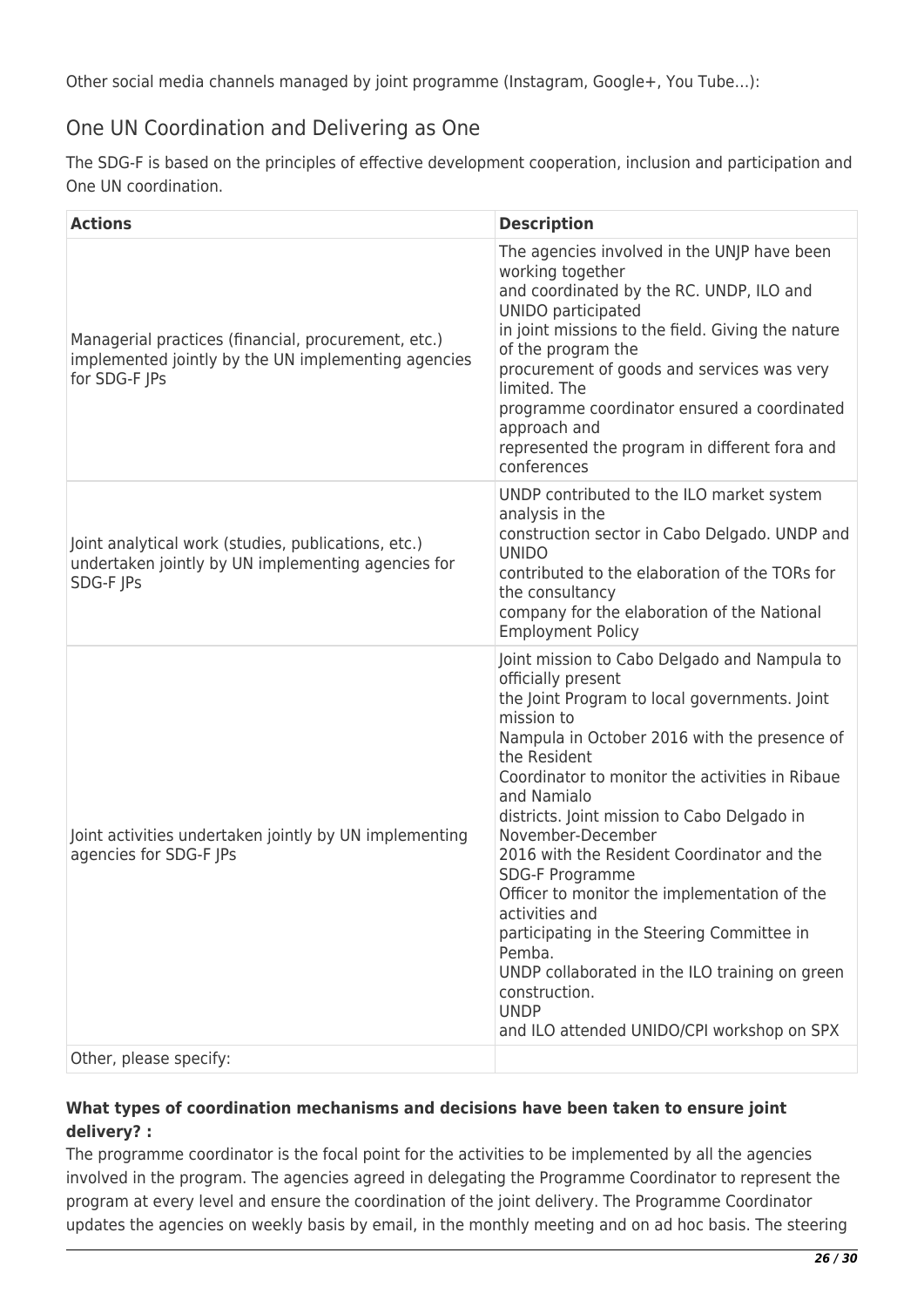Other social media channels managed by joint programme (Instagram, Google+, You Tube…):

## One UN Coordination and Delivering as One

The SDG-F is based on the principles of effective development cooperation, inclusion and participation and One UN coordination.

| Actions | Description |
| --- | --- |
| Managerial practices (financial, procurement, etc.) implemented jointly by the UN implementing agencies for SDG-F JPs | The agencies involved in the UNJP have been working together and coordinated by the RC. UNDP, ILO and UNIDO participated in joint missions to the field. Giving the nature of the program the procurement of goods and services was very limited. The programme coordinator ensured a coordinated approach and represented the program in different fora and conferences |
| Joint analytical work (studies, publications, etc.) undertaken jointly by UN implementing agencies for SDG-F JPs | UNDP contributed to the ILO market system analysis in the construction sector in Cabo Delgado. UNDP and UNIDO contributed to the elaboration of the TORs for the consultancy company for the elaboration of the National Employment Policy |
| Joint activities undertaken jointly by UN implementing agencies for SDG-F JPs | Joint mission to Cabo Delgado and Nampula to officially present the Joint Program to local governments. Joint mission to Nampula in October 2016 with the presence of the Resident Coordinator to monitor the activities in Ribaue and Namialo districts. Joint mission to Cabo Delgado in November-December 2016 with the Resident Coordinator and the SDG-F Programme Officer to monitor the implementation of the activities and participating in the Steering Committee in Pemba. UNDP collaborated in the ILO training on green construction. UNDP and ILO attended UNIDO/CPI workshop on SPX |
| Other, please specify: | |

**What types of coordination mechanisms and decisions have been taken to ensure joint delivery? :**

The programme coordinator is the focal point for the activities to be implemented by all the agencies involved in the program. The agencies agreed in delegating the Programme Coordinator to represent the program at every level and ensure the coordination of the joint delivery. The Programme Coordinator updates the agencies on weekly basis by email, in the monthly meeting and on ad hoc basis. The steering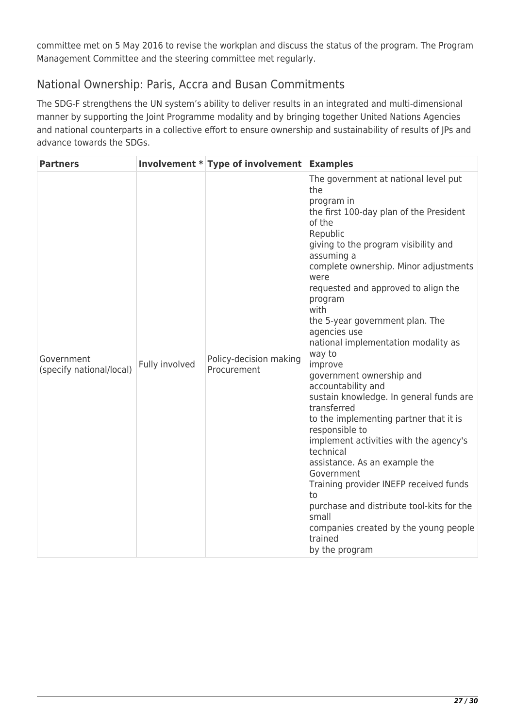committee met on 5 May 2016 to revise the workplan and discuss the status of the program. The Program Management Committee and the steering committee met regularly.

## National Ownership: Paris, Accra and Busan Commitments

The SDG-F strengthens the UN system's ability to deliver results in an integrated and multi-dimensional manner by supporting the Joint Programme modality and by bringing together United Nations Agencies and national counterparts in a collective effort to ensure ownership and sustainability of results of JPs and advance towards the SDGs.

| **Partners** | **Involvement *** | **Type of involvement** | **Examples** |
|---|---|---|---|
| Government (specify national/local) | Fully involved | Policy-decision making Procurement | The government at national level put the program in the first 100-day plan of the President of the Republic giving to the program visibility and assuming a complete ownership. Minor adjustments were requested and approved to align the program with the 5-year government plan. The agencies use national implementation modality as way to improve government ownership and accountability and sustain knowledge. In general funds are transferred to the implementing partner that it is responsible to implement activities with the agency's technical assistance. As an example the Government Training provider INEFP received funds to purchase and distribute tool-kits for the small companies created by the young people trained by the program |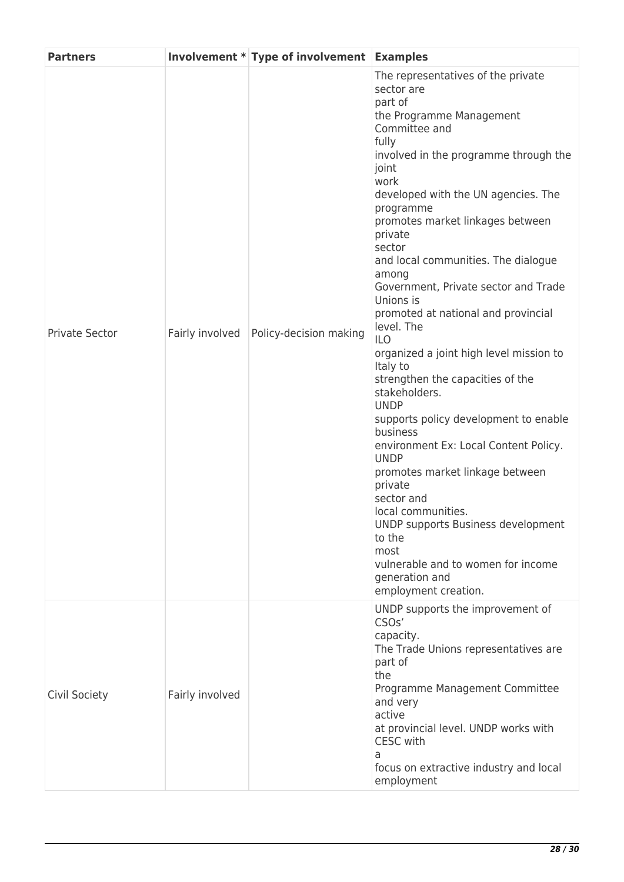| Partners | Involvement * | Type of involvement | Examples |
|---|---|---|---|
| Private Sector | Fairly involved | Policy-decision making | The representatives of the private sector are part of the Programme Management Committee and fully involved in the programme through the joint work developed with the UN agencies. The programme promotes market linkages between private sector and local communities. The dialogue among Government, Private sector and Trade Unions is promoted at national and provincial level. The ILO organized a joint high level mission to Italy to strengthen the capacities of the stakeholders. UNDP supports policy development to enable business environment Ex: Local Content Policy. UNDP promotes market linkage between private sector and local communities. UNDP supports Business development to the most vulnerable and to women for income generation and employment creation. |
| Civil Society | Fairly involved | | UNDP supports the improvement of CSOs' capacity. The Trade Unions representatives are part of the Programme Management Committee and very active at provincial level. UNDP works with CESC with a focus on extractive industry and local employment |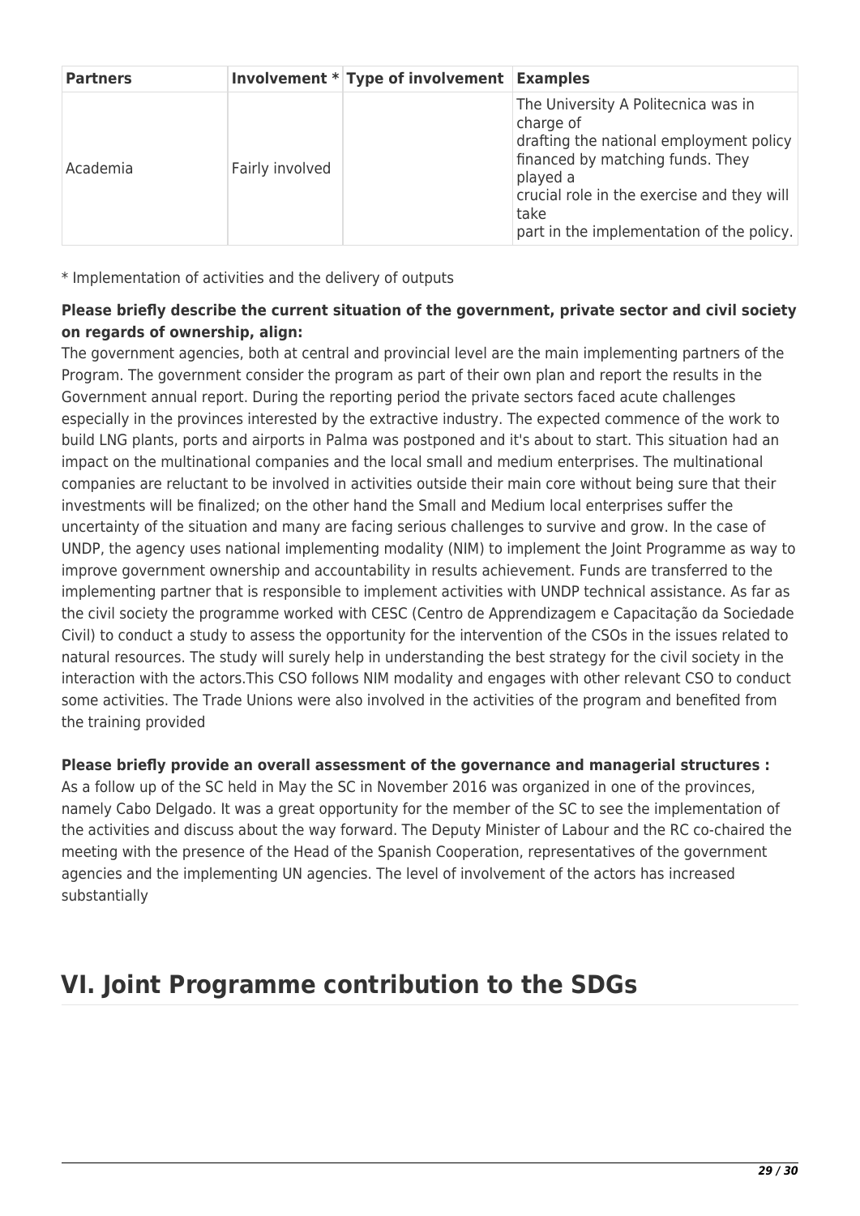| Partners | Involvement * | Type of involvement | Examples |
| --- | --- | --- | --- |
| Academia | Fairly involved | | The University A Politecnica was in charge of drafting the national employment policy financed by matching funds. They played a crucial role in the exercise and they will take part in the implementation of the policy. |

* Implementation of activities and the delivery of outputs

**Please briefly describe the current situation of the government, private sector and civil society on regards of ownership, align:**

The government agencies, both at central and provincial level are the main implementing partners of the Program. The government consider the program as part of their own plan and report the results in the Government annual report. During the reporting period the private sectors faced acute challenges especially in the provinces interested by the extractive industry. The expected commence of the work to build LNG plants, ports and airports in Palma was postponed and it's about to start. This situation had an impact on the multinational companies and the local small and medium enterprises. The multinational companies are reluctant to be involved in activities outside their main core without being sure that their investments will be finalized; on the other hand the Small and Medium local enterprises suffer the uncertainty of the situation and many are facing serious challenges to survive and grow. In the case of UNDP, the agency uses national implementing modality (NIM) to implement the Joint Programme as way to improve government ownership and accountability in results achievement. Funds are transferred to the implementing partner that is responsible to implement activities with UNDP technical assistance. As far as the civil society the programme worked with CESC (Centro de Apprendizagem e Capacitação da Sociedade Civil) to conduct a study to assess the opportunity for the intervention of the CSOs in the issues related to natural resources. The study will surely help in understanding the best strategy for the civil society in the interaction with the actors.This CSO follows NIM modality and engages with other relevant CSO to conduct some activities. The Trade Unions were also involved in the activities of the program and benefited from the training provided

**Please briefly provide an overall assessment of the governance and managerial structures :**

As a follow up of the SC held in May the SC in November 2016 was organized in one of the provinces, namely Cabo Delgado. It was a great opportunity for the member of the SC to see the implementation of the activities and discuss about the way forward. The Deputy Minister of Labour and the RC co-chaired the meeting with the presence of the Head of the Spanish Cooperation, representatives of the government agencies and the implementing UN agencies. The level of involvement of the actors has increased substantially

# VI. Joint Programme contribution to the SDGs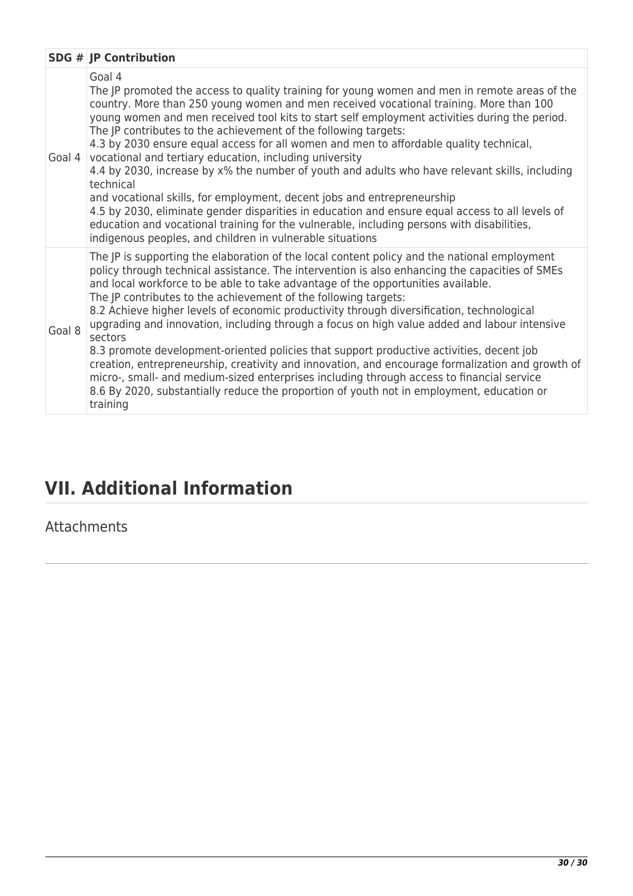| SDG # | JP Contribution |
| --- | --- |
| Goal 4 | Goal 4<br>The JP promoted the access to quality training for young women and men in remote areas of the country. More than 250 young women and men received vocational training. More than 100 young women and men received tool kits to start self employment activities during the period.<br>The JP contributes to the achievement of the following targets:<br>4.3 by 2030 ensure equal access for all women and men to affordable quality technical, vocational and tertiary education, including university<br>4.4 by 2030, increase by x% the number of youth and adults who have relevant skills, including technical<br>and vocational skills, for employment, decent jobs and entrepreneurship<br>4.5 by 2030, eliminate gender disparities in education and ensure equal access to all levels of education and vocational training for the vulnerable, including persons with disabilities, indigenous peoples, and children in vulnerable situations |
| Goal 8 | The JP is supporting the elaboration of the local content policy and the national employment policy through technical assistance. The intervention is also enhancing the capacities of SMEs and local workforce to be able to take advantage of the opportunities available.<br>The JP contributes to the achievement of the following targets:<br>8.2 Achieve higher levels of economic productivity through diversification, technological upgrading and innovation, including through a focus on high value added and labour intensive sectors<br>8.3 promote development-oriented policies that support productive activities, decent job creation, entrepreneurship, creativity and innovation, and encourage formalization and growth of micro-, small- and medium-sized enterprises including through access to financial service<br>8.6 By 2020, substantially reduce the proportion of youth not in employment, education or training |

# VII. Additional Information

## Attachments